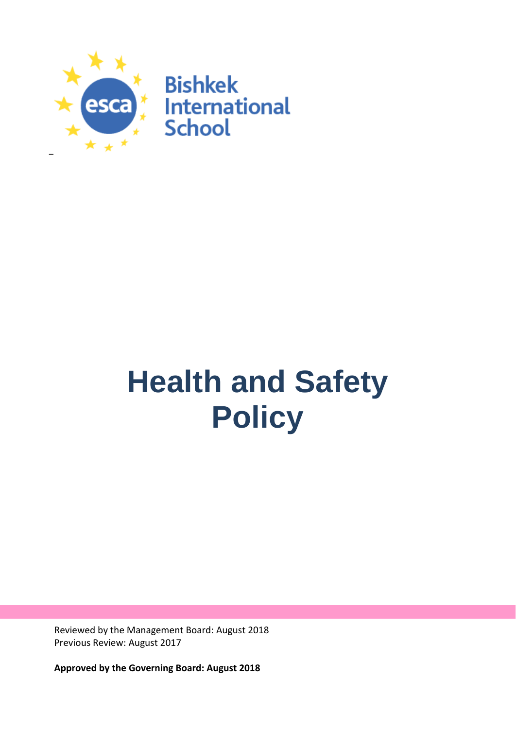Bishkek International School

# Health and Safety Policy

Reviewed by the Management Board: August 2018
Previous Review: August 2017

**Approved by the Governing Board: August 2018**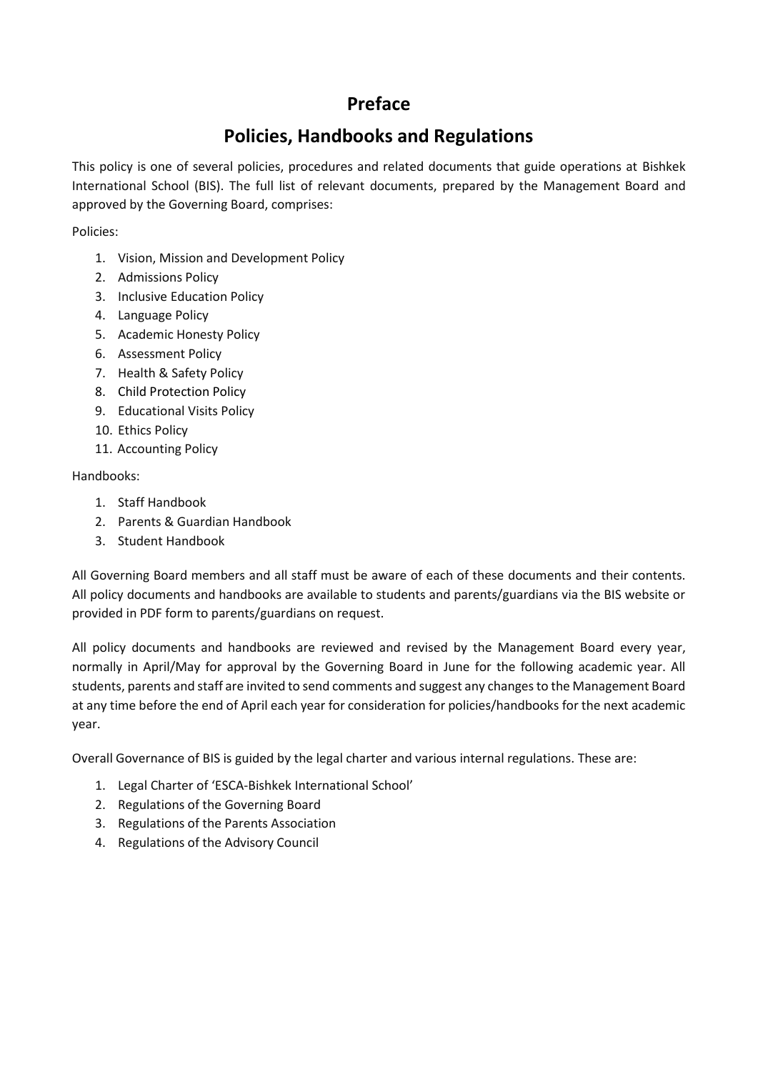# Preface

# Policies, Handbooks and Regulations

This policy is one of several policies, procedures and related documents that guide operations at Bishkek International School (BIS). The full list of relevant documents, prepared by the Management Board and approved by the Governing Board, comprises:

Policies:

1. Vision, Mission and Development Policy
2. Admissions Policy
3. Inclusive Education Policy
4. Language Policy
5. Academic Honesty Policy
6. Assessment Policy
7. Health & Safety Policy
8. Child Protection Policy
9. Educational Visits Policy
10. Ethics Policy
11. Accounting Policy

Handbooks:

1. Staff Handbook
2. Parents & Guardian Handbook
3. Student Handbook

All Governing Board members and all staff must be aware of each of these documents and their contents. All policy documents and handbooks are available to students and parents/guardians via the BIS website or provided in PDF form to parents/guardians on request.

All policy documents and handbooks are reviewed and revised by the Management Board every year, normally in April/May for approval by the Governing Board in June for the following academic year. All students, parents and staff are invited to send comments and suggest any changes to the Management Board at any time before the end of April each year for consideration for policies/handbooks for the next academic year.

Overall Governance of BIS is guided by the legal charter and various internal regulations. These are:

1. Legal Charter of 'ESCA-Bishkek International School'
2. Regulations of the Governing Board
3. Regulations of the Parents Association
4. Regulations of the Advisory Council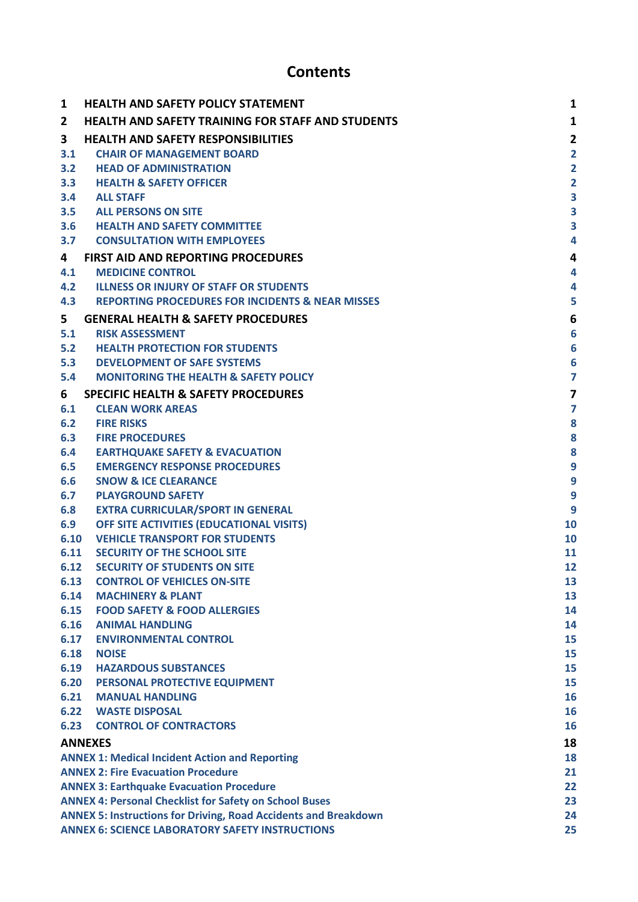# Contents

| | | |
|---|---|---|
| **1** | **HEALTH AND SAFETY POLICY STATEMENT** | **1** |
| **2** | **HEALTH AND SAFETY TRAINING FOR STAFF AND STUDENTS** | **1** |
| **3** | **HEALTH AND SAFETY RESPONSIBILITIES** | **2** |
| 3.1 | CHAIR OF MANAGEMENT BOARD | 2 |
| 3.2 | HEAD OF ADMINISTRATION | 2 |
| 3.3 | HEALTH & SAFETY OFFICER | 2 |
| 3.4 | ALL STAFF | 3 |
| 3.5 | ALL PERSONS ON SITE | 3 |
| 3.6 | HEALTH AND SAFETY COMMITTEE | 3 |
| 3.7 | CONSULTATION WITH EMPLOYEES | 4 |
| **4** | **FIRST AID AND REPORTING PROCEDURES** | **4** |
| 4.1 | MEDICINE CONTROL | 4 |
| 4.2 | ILLNESS OR INJURY OF STAFF OR STUDENTS | 4 |
| 4.3 | REPORTING PROCEDURES FOR INCIDENTS & NEAR MISSES | 5 |
| **5** | **GENERAL HEALTH & SAFETY PROCEDURES** | **6** |
| 5.1 | RISK ASSESSMENT | 6 |
| 5.2 | HEALTH PROTECTION FOR STUDENTS | 6 |
| 5.3 | DEVELOPMENT OF SAFE SYSTEMS | 6 |
| 5.4 | MONITORING THE HEALTH & SAFETY POLICY | 7 |
| **6** | **SPECIFIC HEALTH & SAFETY PROCEDURES** | **7** |
| 6.1 | CLEAN WORK AREAS | 7 |
| 6.2 | FIRE RISKS | 8 |
| 6.3 | FIRE PROCEDURES | 8 |
| 6.4 | EARTHQUAKE SAFETY & EVACUATION | 8 |
| 6.5 | EMERGENCY RESPONSE PROCEDURES | 9 |
| 6.6 | SNOW & ICE CLEARANCE | 9 |
| 6.7 | PLAYGROUND SAFETY | 9 |
| 6.8 | EXTRA CURRICULAR/SPORT IN GENERAL | 9 |
| 6.9 | OFF SITE ACTIVITIES (EDUCATIONAL VISITS) | 10 |
| 6.10 | VEHICLE TRANSPORT FOR STUDENTS | 10 |
| 6.11 | SECURITY OF THE SCHOOL SITE | 11 |
| 6.12 | SECURITY OF STUDENTS ON SITE | 12 |
| 6.13 | CONTROL OF VEHICLES ON-SITE | 13 |
| 6.14 | MACHINERY & PLANT | 13 |
| 6.15 | FOOD SAFETY & FOOD ALLERGIES | 14 |
| 6.16 | ANIMAL HANDLING | 14 |
| 6.17 | ENVIRONMENTAL CONTROL | 15 |
| 6.18 | NOISE | 15 |
| 6.19 | HAZARDOUS SUBSTANCES | 15 |
| 6.20 | PERSONAL PROTECTIVE EQUIPMENT | 15 |
| 6.21 | MANUAL HANDLING | 16 |
| 6.22 | WASTE DISPOSAL | 16 |
| 6.23 | CONTROL OF CONTRACTORS | 16 |
| **ANNEXES** | | **18** |
| ANNEX 1: Medical Incident Action and Reporting | | 18 |
| ANNEX 2: Fire Evacuation Procedure | | 21 |
| ANNEX 3: Earthquake Evacuation Procedure | | 22 |
| ANNEX 4: Personal Checklist for Safety on School Buses | | 23 |
| ANNEX 5: Instructions for Driving, Road Accidents and Breakdown | | 24 |
| ANNEX 6: SCIENCE LABORATORY SAFETY INSTRUCTIONS | | 25 |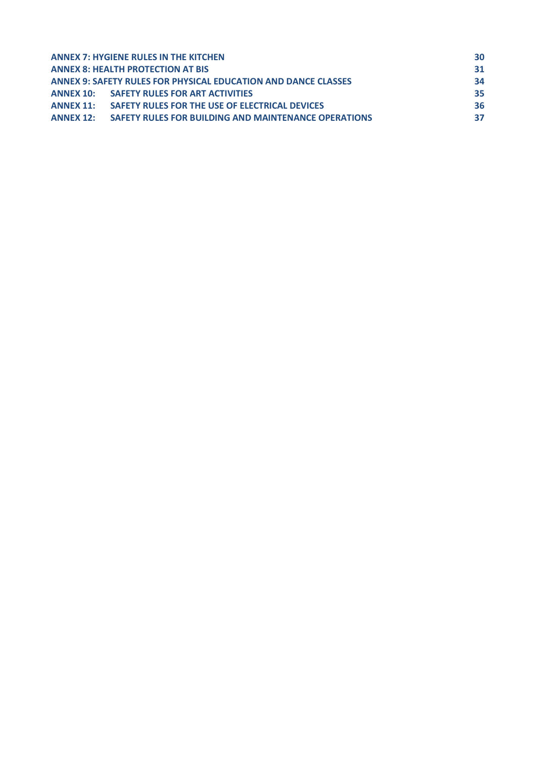ANNEX 7: HYGIENE RULES IN THE KITCHEN 30
ANNEX 8: HEALTH PROTECTION AT BIS 31
ANNEX 9: SAFETY RULES FOR PHYSICAL EDUCATION AND DANCE CLASSES 34
ANNEX 10: SAFETY RULES FOR ART ACTIVITIES 35
ANNEX 11: SAFETY RULES FOR THE USE OF ELECTRICAL DEVICES 36
ANNEX 12: SAFETY RULES FOR BUILDING AND MAINTENANCE OPERATIONS 37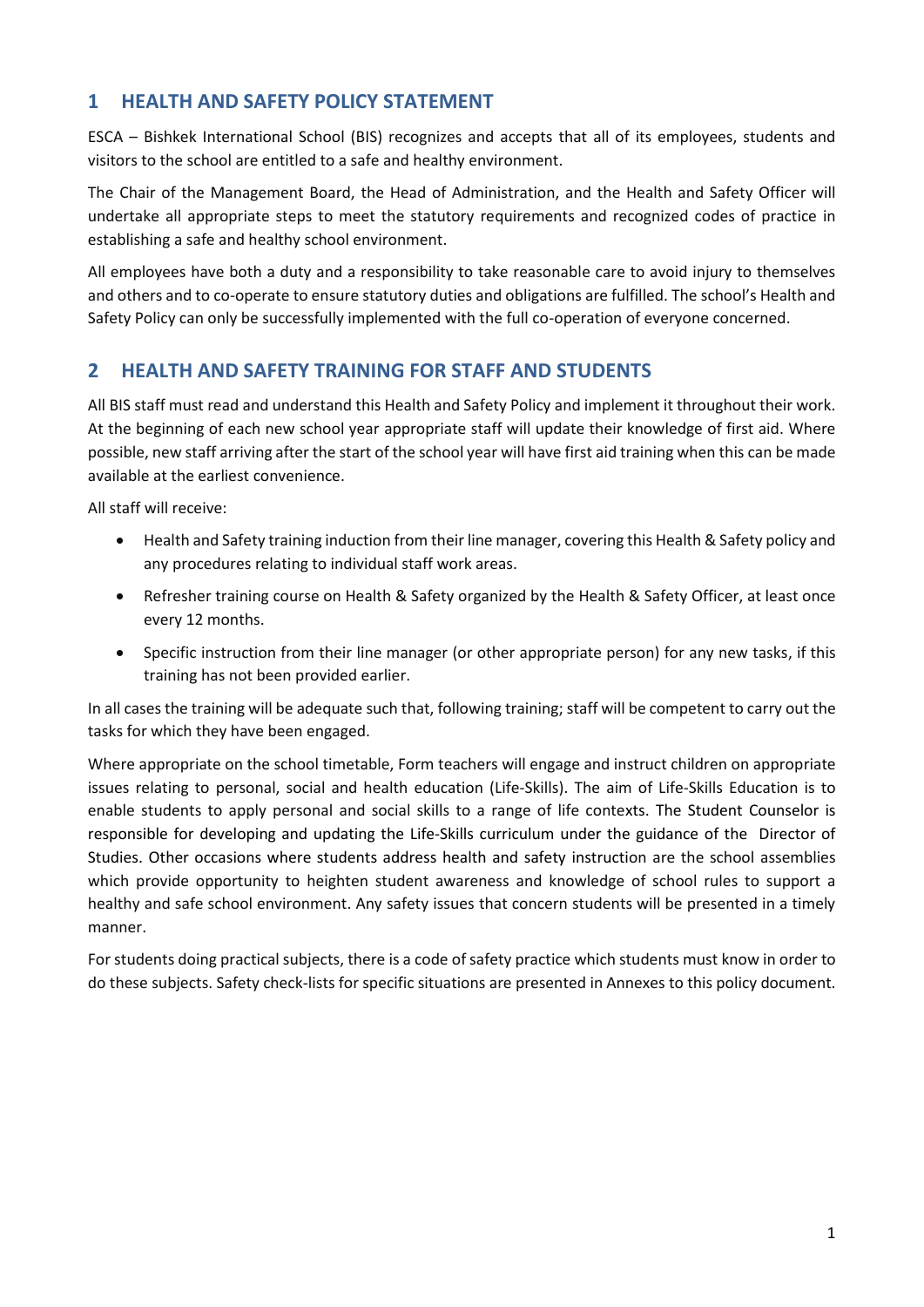## 1 HEALTH AND SAFETY POLICY STATEMENT

ESCA – Bishkek International School (BIS) recognizes and accepts that all of its employees, students and visitors to the school are entitled to a safe and healthy environment.

The Chair of the Management Board, the Head of Administration, and the Health and Safety Officer will undertake all appropriate steps to meet the statutory requirements and recognized codes of practice in establishing a safe and healthy school environment.

All employees have both a duty and a responsibility to take reasonable care to avoid injury to themselves and others and to co-operate to ensure statutory duties and obligations are fulfilled. The school's Health and Safety Policy can only be successfully implemented with the full co-operation of everyone concerned.

## 2 HEALTH AND SAFETY TRAINING FOR STAFF AND STUDENTS

All BIS staff must read and understand this Health and Safety Policy and implement it throughout their work. At the beginning of each new school year appropriate staff will update their knowledge of first aid. Where possible, new staff arriving after the start of the school year will have first aid training when this can be made available at the earliest convenience.

All staff will receive:

- Health and Safety training induction from their line manager, covering this Health & Safety policy and any procedures relating to individual staff work areas.
- Refresher training course on Health & Safety organized by the Health & Safety Officer, at least once every 12 months.
- Specific instruction from their line manager (or other appropriate person) for any new tasks, if this training has not been provided earlier.

In all cases the training will be adequate such that, following training; staff will be competent to carry out the tasks for which they have been engaged.

Where appropriate on the school timetable, Form teachers will engage and instruct children on appropriate issues relating to personal, social and health education (Life-Skills). The aim of Life-Skills Education is to enable students to apply personal and social skills to a range of life contexts. The Student Counselor is responsible for developing and updating the Life-Skills curriculum under the guidance of the Director of Studies. Other occasions where students address health and safety instruction are the school assemblies which provide opportunity to heighten student awareness and knowledge of school rules to support a healthy and safe school environment. Any safety issues that concern students will be presented in a timely manner.

For students doing practical subjects, there is a code of safety practice which students must know in order to do these subjects. Safety check-lists for specific situations are presented in Annexes to this policy document.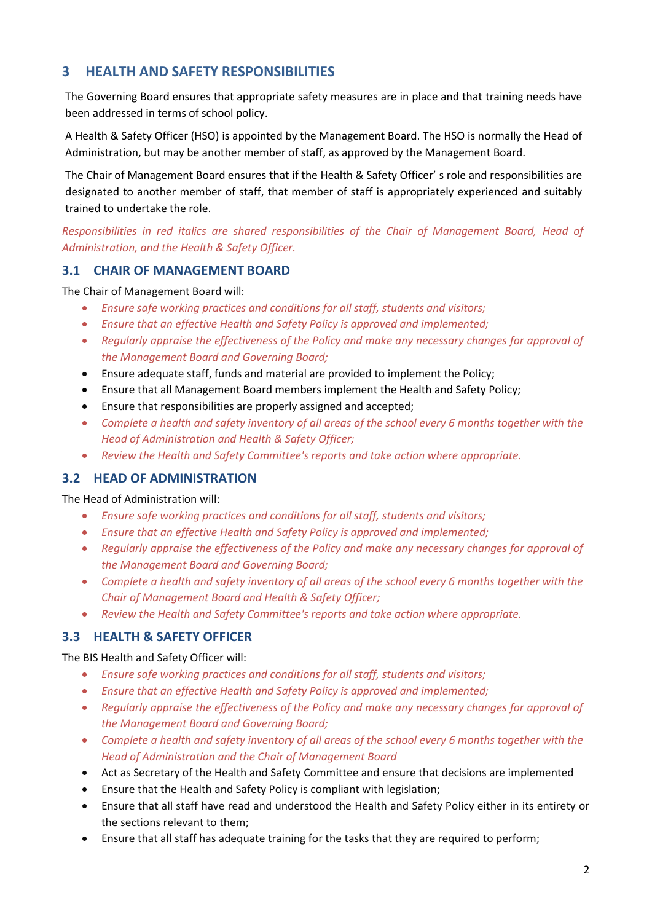## 3 HEALTH AND SAFETY RESPONSIBILITIES

The Governing Board ensures that appropriate safety measures are in place and that training needs have been addressed in terms of school policy.

A Health & Safety Officer (HSO) is appointed by the Management Board. The HSO is normally the Head of Administration, but may be another member of staff, as approved by the Management Board.

The Chair of Management Board ensures that if the Health & Safety Officer' s role and responsibilities are designated to another member of staff, that member of staff is appropriately experienced and suitably trained to undertake the role.

*Responsibilities in red italics are shared responsibilities of the Chair of Management Board, Head of Administration, and the Health & Safety Officer.*

### 3.1 CHAIR OF MANAGEMENT BOARD

The Chair of Management Board will:

- *Ensure safe working practices and conditions for all staff, students and visitors;*
- *Ensure that an effective Health and Safety Policy is approved and implemented;*
- *Regularly appraise the effectiveness of the Policy and make any necessary changes for approval of the Management Board and Governing Board;*
- Ensure adequate staff, funds and material are provided to implement the Policy;
- Ensure that all Management Board members implement the Health and Safety Policy;
- Ensure that responsibilities are properly assigned and accepted;
- *Complete a health and safety inventory of all areas of the school every 6 months together with the Head of Administration and Health & Safety Officer;*
- *Review the Health and Safety Committee's reports and take action where appropriate.*

### 3.2 HEAD OF ADMINISTRATION

The Head of Administration will:

- *Ensure safe working practices and conditions for all staff, students and visitors;*
- *Ensure that an effective Health and Safety Policy is approved and implemented;*
- *Regularly appraise the effectiveness of the Policy and make any necessary changes for approval of the Management Board and Governing Board;*
- *Complete a health and safety inventory of all areas of the school every 6 months together with the Chair of Management Board and Health & Safety Officer;*
- *Review the Health and Safety Committee's reports and take action where appropriate.*

### 3.3 HEALTH & SAFETY OFFICER

The BIS Health and Safety Officer will:

- *Ensure safe working practices and conditions for all staff, students and visitors;*
- *Ensure that an effective Health and Safety Policy is approved and implemented;*
- *Regularly appraise the effectiveness of the Policy and make any necessary changes for approval of the Management Board and Governing Board;*
- *Complete a health and safety inventory of all areas of the school every 6 months together with the Head of Administration and the Chair of Management Board*
- Act as Secretary of the Health and Safety Committee and ensure that decisions are implemented
- Ensure that the Health and Safety Policy is compliant with legislation;
- Ensure that all staff have read and understood the Health and Safety Policy either in its entirety or the sections relevant to them;
- Ensure that all staff has adequate training for the tasks that they are required to perform;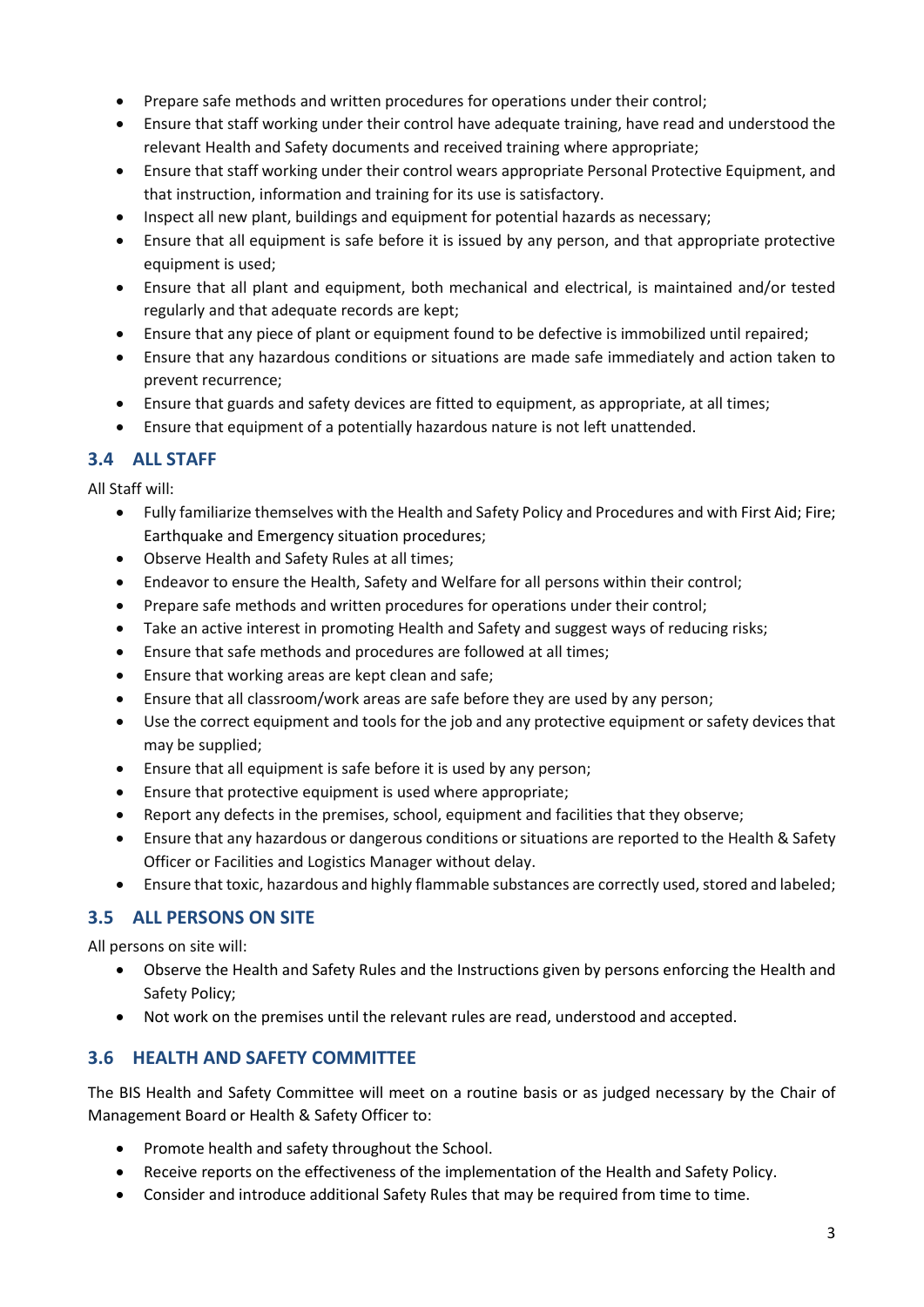- Prepare safe methods and written procedures for operations under their control;
- Ensure that staff working under their control have adequate training, have read and understood the relevant Health and Safety documents and received training where appropriate;
- Ensure that staff working under their control wears appropriate Personal Protective Equipment, and that instruction, information and training for its use is satisfactory.
- Inspect all new plant, buildings and equipment for potential hazards as necessary;
- Ensure that all equipment is safe before it is issued by any person, and that appropriate protective equipment is used;
- Ensure that all plant and equipment, both mechanical and electrical, is maintained and/or tested regularly and that adequate records are kept;
- Ensure that any piece of plant or equipment found to be defective is immobilized until repaired;
- Ensure that any hazardous conditions or situations are made safe immediately and action taken to prevent recurrence;
- Ensure that guards and safety devices are fitted to equipment, as appropriate, at all times;
- Ensure that equipment of a potentially hazardous nature is not left unattended.

### 3.4 ALL STAFF

All Staff will:

- Fully familiarize themselves with the Health and Safety Policy and Procedures and with First Aid; Fire; Earthquake and Emergency situation procedures;
- Observe Health and Safety Rules at all times;
- Endeavor to ensure the Health, Safety and Welfare for all persons within their control;
- Prepare safe methods and written procedures for operations under their control;
- Take an active interest in promoting Health and Safety and suggest ways of reducing risks;
- Ensure that safe methods and procedures are followed at all times;
- Ensure that working areas are kept clean and safe;
- Ensure that all classroom/work areas are safe before they are used by any person;
- Use the correct equipment and tools for the job and any protective equipment or safety devices that may be supplied;
- Ensure that all equipment is safe before it is used by any person;
- Ensure that protective equipment is used where appropriate;
- Report any defects in the premises, school, equipment and facilities that they observe;
- Ensure that any hazardous or dangerous conditions or situations are reported to the Health & Safety Officer or Facilities and Logistics Manager without delay.
- Ensure that toxic, hazardous and highly flammable substances are correctly used, stored and labeled;

### 3.5 ALL PERSONS ON SITE

All persons on site will:

- Observe the Health and Safety Rules and the Instructions given by persons enforcing the Health and Safety Policy;
- Not work on the premises until the relevant rules are read, understood and accepted.

### 3.6 HEALTH AND SAFETY COMMITTEE

The BIS Health and Safety Committee will meet on a routine basis or as judged necessary by the Chair of Management Board or Health & Safety Officer to:

- Promote health and safety throughout the School.
- Receive reports on the effectiveness of the implementation of the Health and Safety Policy.
- Consider and introduce additional Safety Rules that may be required from time to time.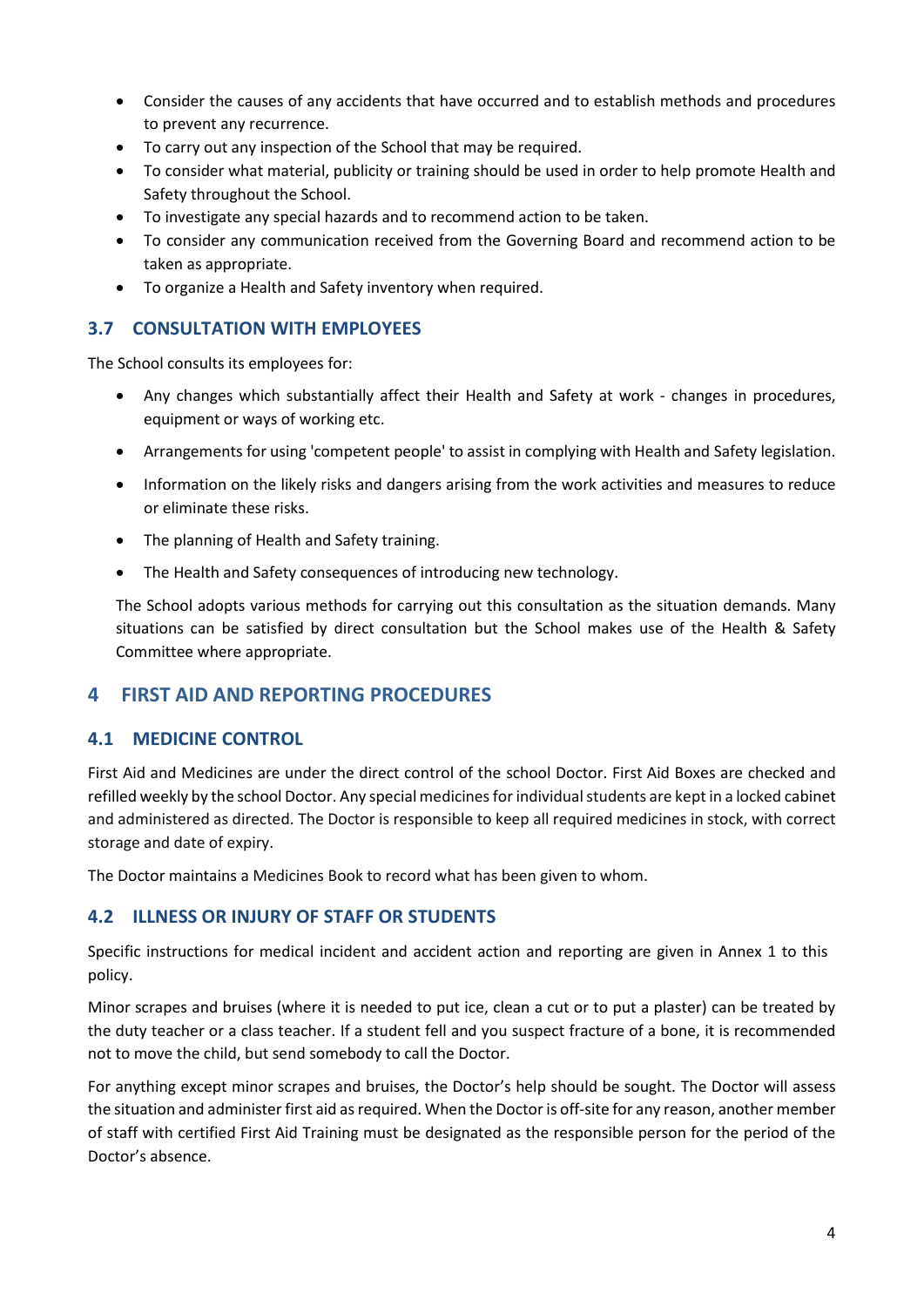- Consider the causes of any accidents that have occurred and to establish methods and procedures to prevent any recurrence.
- To carry out any inspection of the School that may be required.
- To consider what material, publicity or training should be used in order to help promote Health and Safety throughout the School.
- To investigate any special hazards and to recommend action to be taken.
- To consider any communication received from the Governing Board and recommend action to be taken as appropriate.
- To organize a Health and Safety inventory when required.

### 3.7 CONSULTATION WITH EMPLOYEES

The School consults its employees for:

- Any changes which substantially affect their Health and Safety at work - changes in procedures, equipment or ways of working etc.
- Arrangements for using 'competent people' to assist in complying with Health and Safety legislation.
- Information on the likely risks and dangers arising from the work activities and measures to reduce or eliminate these risks.
- The planning of Health and Safety training.
- The Health and Safety consequences of introducing new technology.

The School adopts various methods for carrying out this consultation as the situation demands. Many situations can be satisfied by direct consultation but the School makes use of the Health & Safety Committee where appropriate.

## 4 FIRST AID AND REPORTING PROCEDURES

### 4.1 MEDICINE CONTROL

First Aid and Medicines are under the direct control of the school Doctor. First Aid Boxes are checked and refilled weekly by the school Doctor. Any special medicines for individual students are kept in a locked cabinet and administered as directed. The Doctor is responsible to keep all required medicines in stock, with correct storage and date of expiry.

The Doctor maintains a Medicines Book to record what has been given to whom.

### 4.2 ILLNESS OR INJURY OF STAFF OR STUDENTS

Specific instructions for medical incident and accident action and reporting are given in Annex 1 to this policy.

Minor scrapes and bruises (where it is needed to put ice, clean a cut or to put a plaster) can be treated by the duty teacher or a class teacher. If a student fell and you suspect fracture of a bone, it is recommended not to move the child, but send somebody to call the Doctor.

For anything except minor scrapes and bruises, the Doctor's help should be sought. The Doctor will assess the situation and administer first aid as required. When the Doctor is off-site for any reason, another member of staff with certified First Aid Training must be designated as the responsible person for the period of the Doctor's absence.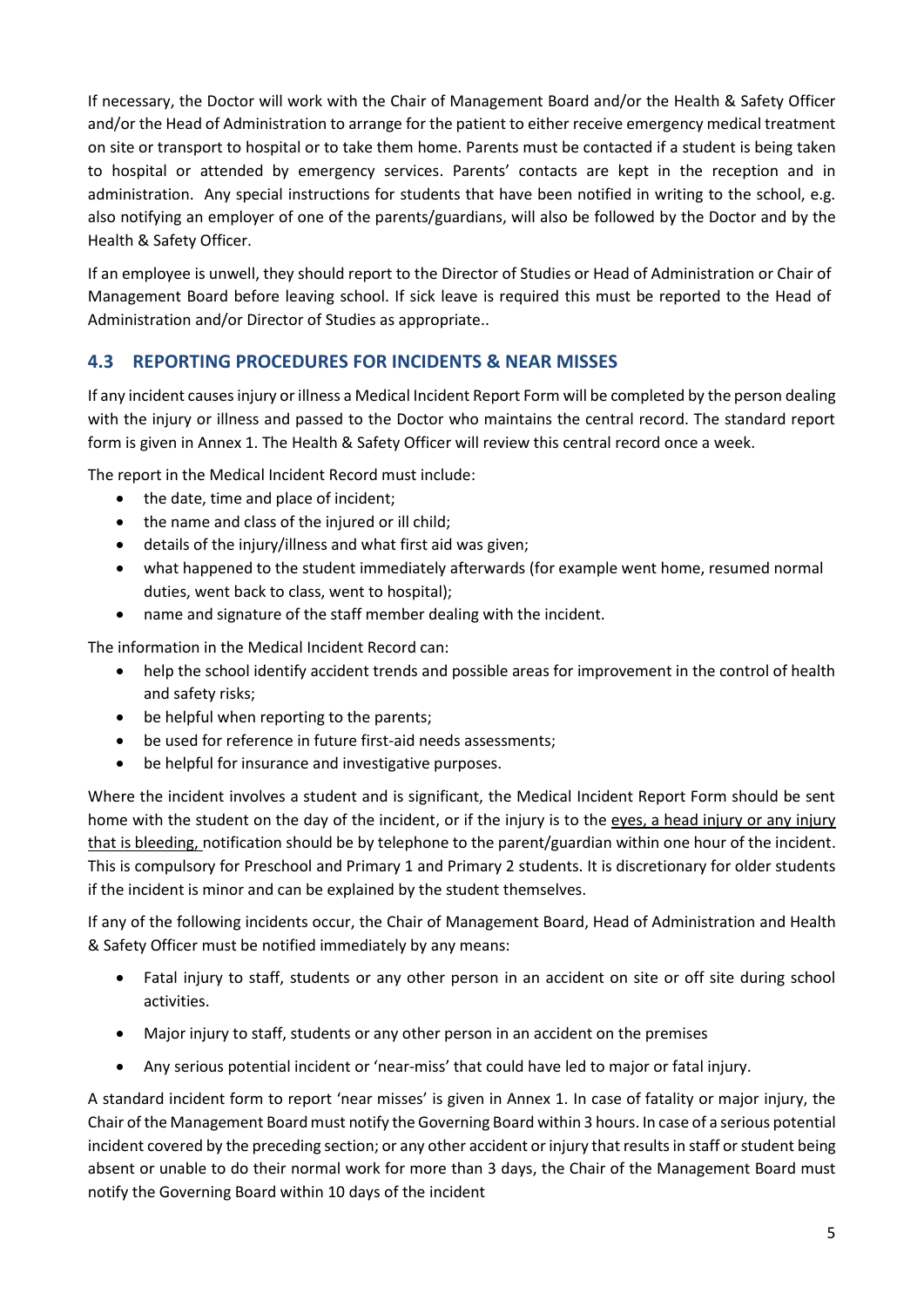If necessary, the Doctor will work with the Chair of Management Board and/or the Health & Safety Officer and/or the Head of Administration to arrange for the patient to either receive emergency medical treatment on site or transport to hospital or to take them home. Parents must be contacted if a student is being taken to hospital or attended by emergency services. Parents' contacts are kept in the reception and in administration. Any special instructions for students that have been notified in writing to the school, e.g. also notifying an employer of one of the parents/guardians, will also be followed by the Doctor and by the Health & Safety Officer.

If an employee is unwell, they should report to the Director of Studies or Head of Administration or Chair of Management Board before leaving school. If sick leave is required this must be reported to the Head of Administration and/or Director of Studies as appropriate..

## 4.3 REPORTING PROCEDURES FOR INCIDENTS & NEAR MISSES

If any incident causes injury or illness a Medical Incident Report Form will be completed by the person dealing with the injury or illness and passed to the Doctor who maintains the central record. The standard report form is given in Annex 1. The Health & Safety Officer will review this central record once a week.

The report in the Medical Incident Record must include:

- the date, time and place of incident;
- the name and class of the injured or ill child;
- details of the injury/illness and what first aid was given;
- what happened to the student immediately afterwards (for example went home, resumed normal duties, went back to class, went to hospital);
- name and signature of the staff member dealing with the incident.

The information in the Medical Incident Record can:

- help the school identify accident trends and possible areas for improvement in the control of health and safety risks;
- be helpful when reporting to the parents;
- be used for reference in future first-aid needs assessments;
- be helpful for insurance and investigative purposes.

Where the incident involves a student and is significant, the Medical Incident Report Form should be sent home with the student on the day of the incident, or if the injury is to the eyes, a head injury or any injury that is bleeding, notification should be by telephone to the parent/guardian within one hour of the incident. This is compulsory for Preschool and Primary 1 and Primary 2 students. It is discretionary for older students if the incident is minor and can be explained by the student themselves.

If any of the following incidents occur, the Chair of Management Board, Head of Administration and Health & Safety Officer must be notified immediately by any means:

- Fatal injury to staff, students or any other person in an accident on site or off site during school activities.
- Major injury to staff, students or any other person in an accident on the premises
- Any serious potential incident or 'near-miss' that could have led to major or fatal injury.

A standard incident form to report 'near misses' is given in Annex 1. In case of fatality or major injury, the Chair of the Management Board must notify the Governing Board within 3 hours. In case of a serious potential incident covered by the preceding section; or any other accident or injury that results in staff or student being absent or unable to do their normal work for more than 3 days, the Chair of the Management Board must notify the Governing Board within 10 days of the incident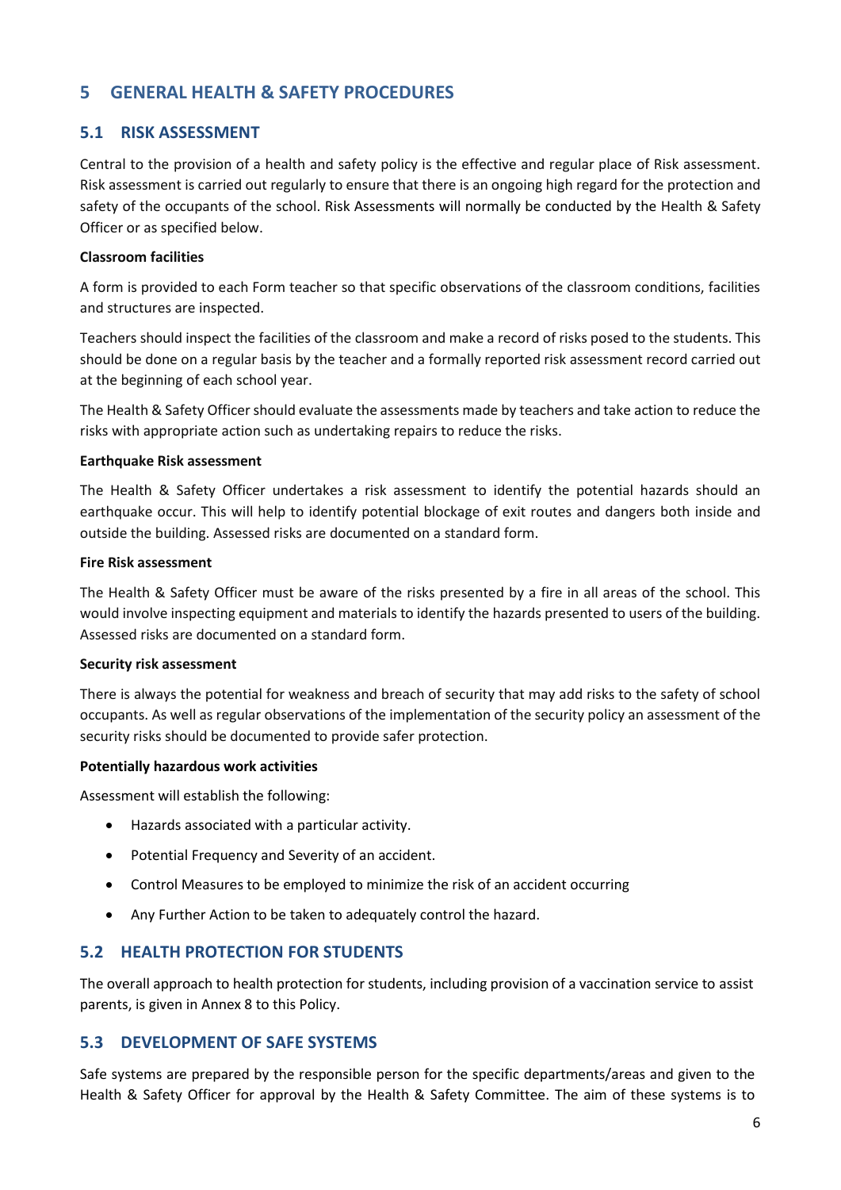# 5 GENERAL HEALTH & SAFETY PROCEDURES

## 5.1 RISK ASSESSMENT

Central to the provision of a health and safety policy is the effective and regular place of Risk assessment. Risk assessment is carried out regularly to ensure that there is an ongoing high regard for the protection and safety of the occupants of the school. Risk Assessments will normally be conducted by the Health & Safety Officer or as specified below.

**Classroom facilities**

A form is provided to each Form teacher so that specific observations of the classroom conditions, facilities and structures are inspected.

Teachers should inspect the facilities of the classroom and make a record of risks posed to the students. This should be done on a regular basis by the teacher and a formally reported risk assessment record carried out at the beginning of each school year.

The Health & Safety Officer should evaluate the assessments made by teachers and take action to reduce the risks with appropriate action such as undertaking repairs to reduce the risks.

**Earthquake Risk assessment**

The Health & Safety Officer undertakes a risk assessment to identify the potential hazards should an earthquake occur. This will help to identify potential blockage of exit routes and dangers both inside and outside the building. Assessed risks are documented on a standard form.

**Fire Risk assessment**

The Health & Safety Officer must be aware of the risks presented by a fire in all areas of the school. This would involve inspecting equipment and materials to identify the hazards presented to users of the building. Assessed risks are documented on a standard form.

**Security risk assessment**

There is always the potential for weakness and breach of security that may add risks to the safety of school occupants. As well as regular observations of the implementation of the security policy an assessment of the security risks should be documented to provide safer protection.

**Potentially hazardous work activities**

Assessment will establish the following:

- Hazards associated with a particular activity.
- Potential Frequency and Severity of an accident.
- Control Measures to be employed to minimize the risk of an accident occurring
- Any Further Action to be taken to adequately control the hazard.

## 5.2 HEALTH PROTECTION FOR STUDENTS

The overall approach to health protection for students, including provision of a vaccination service to assist parents, is given in Annex 8 to this Policy.

## 5.3 DEVELOPMENT OF SAFE SYSTEMS

Safe systems are prepared by the responsible person for the specific departments/areas and given to the Health & Safety Officer for approval by the Health & Safety Committee. The aim of these systems is to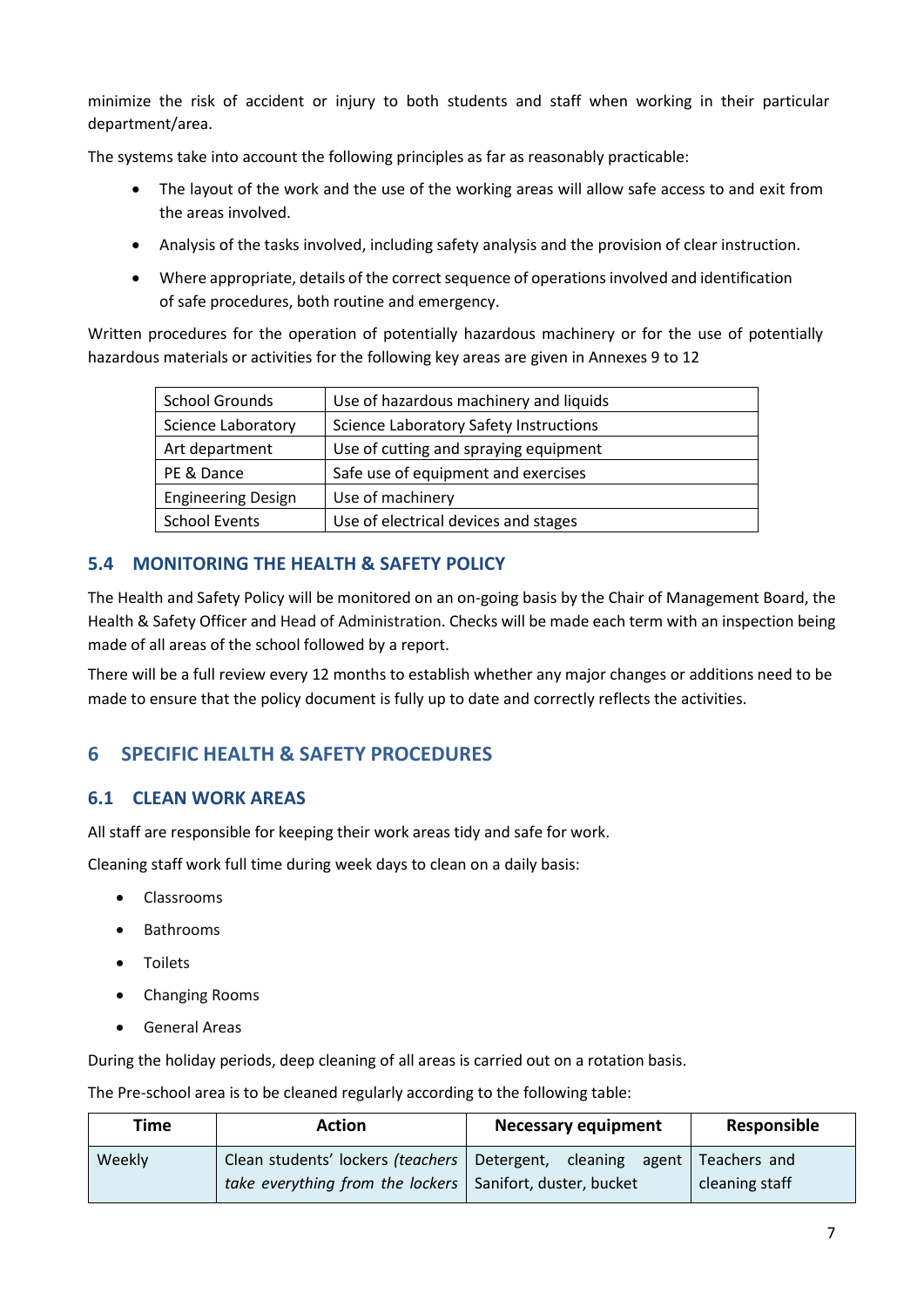minimize the risk of accident or injury to both students and staff when working in their particular department/area.

The systems take into account the following principles as far as reasonably practicable:

- The layout of the work and the use of the working areas will allow safe access to and exit from the areas involved.
- Analysis of the tasks involved, including safety analysis and the provision of clear instruction.
- Where appropriate, details of the correct sequence of operations involved and identification of safe procedures, both routine and emergency.

Written procedures for the operation of potentially hazardous machinery or for the use of potentially hazardous materials or activities for the following key areas are given in Annexes 9 to 12

| School Grounds | Use of hazardous machinery and liquids |
|---|---|
| Science Laboratory | Science Laboratory Safety Instructions |
| Art department | Use of cutting and spraying equipment |
| PE & Dance | Safe use of equipment and exercises |
| Engineering Design | Use of machinery |
| School Events | Use of electrical devices and stages |

### 5.4 MONITORING THE HEALTH & SAFETY POLICY

The Health and Safety Policy will be monitored on an on-going basis by the Chair of Management Board, the Health & Safety Officer and Head of Administration. Checks will be made each term with an inspection being made of all areas of the school followed by a report.

There will be a full review every 12 months to establish whether any major changes or additions need to be made to ensure that the policy document is fully up to date and correctly reflects the activities.

## 6 SPECIFIC HEALTH & SAFETY PROCEDURES

### 6.1 CLEAN WORK AREAS

All staff are responsible for keeping their work areas tidy and safe for work.

Cleaning staff work full time during week days to clean on a daily basis:

- Classrooms
- Bathrooms
- Toilets
- Changing Rooms
- General Areas

During the holiday periods, deep cleaning of all areas is carried out on a rotation basis.

The Pre-school area is to be cleaned regularly according to the following table:

| Time | Action | Necessary equipment | Responsible |
|---|---|---|---|
| Weekly | Clean students' lockers *(teachers take everything from the lockers* | Detergent, cleaning agent Sanifort, duster, bucket | Teachers and cleaning staff |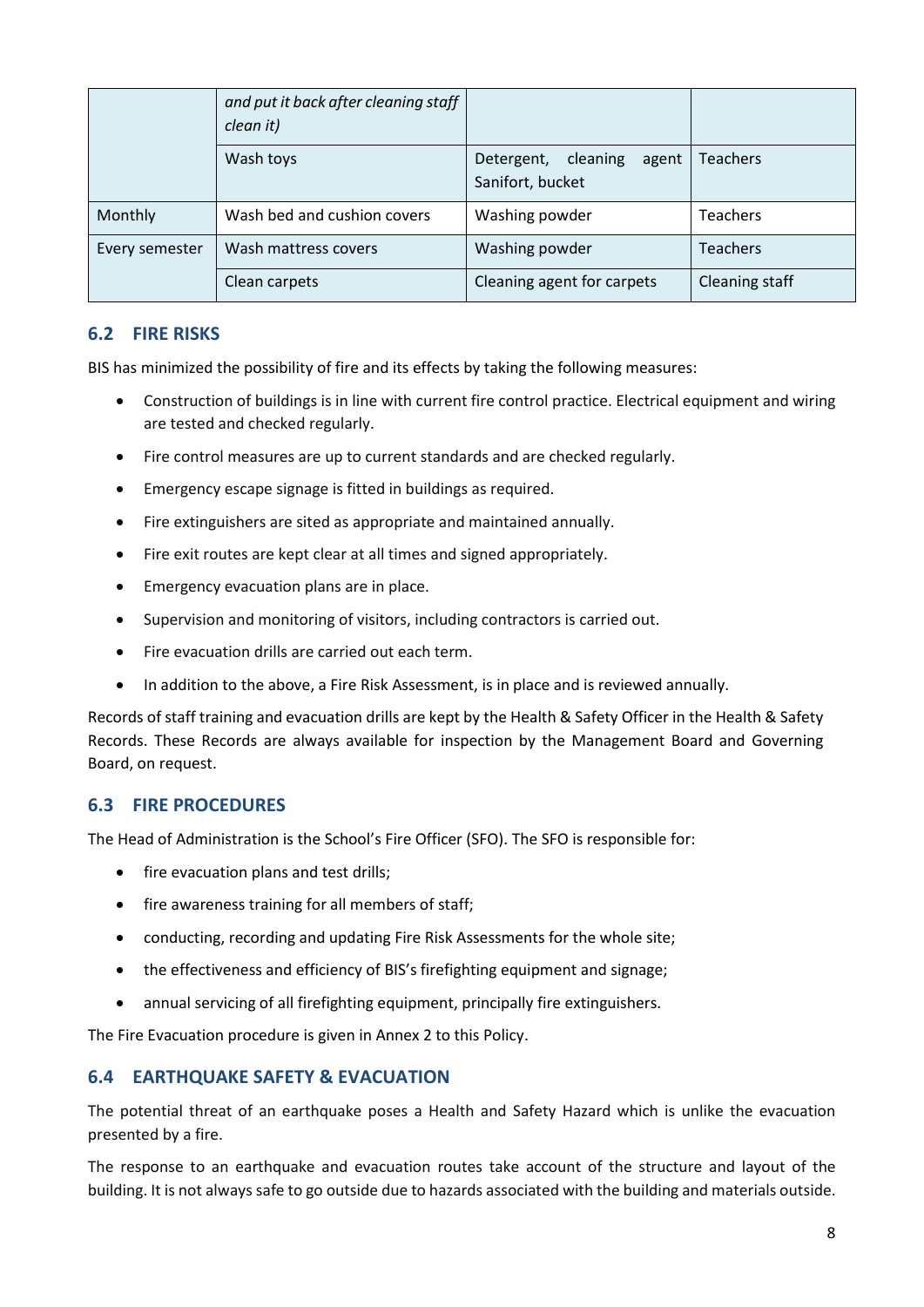| | *and put it back after cleaning staff clean it)* | | |
|---|---|---|---|
| | Wash toys | Detergent, cleaning agent Sanifort, bucket | Teachers |
| Monthly | Wash bed and cushion covers | Washing powder | Teachers |
| Every semester | Wash mattress covers | Washing powder | Teachers |
| | Clean carpets | Cleaning agent for carpets | Cleaning staff |

## 6.2 FIRE RISKS

BIS has minimized the possibility of fire and its effects by taking the following measures:

- Construction of buildings is in line with current fire control practice. Electrical equipment and wiring are tested and checked regularly.
- Fire control measures are up to current standards and are checked regularly.
- Emergency escape signage is fitted in buildings as required.
- Fire extinguishers are sited as appropriate and maintained annually.
- Fire exit routes are kept clear at all times and signed appropriately.
- Emergency evacuation plans are in place.
- Supervision and monitoring of visitors, including contractors is carried out.
- Fire evacuation drills are carried out each term.
- In addition to the above, a Fire Risk Assessment, is in place and is reviewed annually.

Records of staff training and evacuation drills are kept by the Health & Safety Officer in the Health & Safety Records. These Records are always available for inspection by the Management Board and Governing Board, on request.

## 6.3 FIRE PROCEDURES

The Head of Administration is the School's Fire Officer (SFO). The SFO is responsible for:

- fire evacuation plans and test drills;
- fire awareness training for all members of staff;
- conducting, recording and updating Fire Risk Assessments for the whole site;
- the effectiveness and efficiency of BIS's firefighting equipment and signage;
- annual servicing of all firefighting equipment, principally fire extinguishers.

The Fire Evacuation procedure is given in Annex 2 to this Policy.

## 6.4 EARTHQUAKE SAFETY & EVACUATION

The potential threat of an earthquake poses a Health and Safety Hazard which is unlike the evacuation presented by a fire.

The response to an earthquake and evacuation routes take account of the structure and layout of the building. It is not always safe to go outside due to hazards associated with the building and materials outside.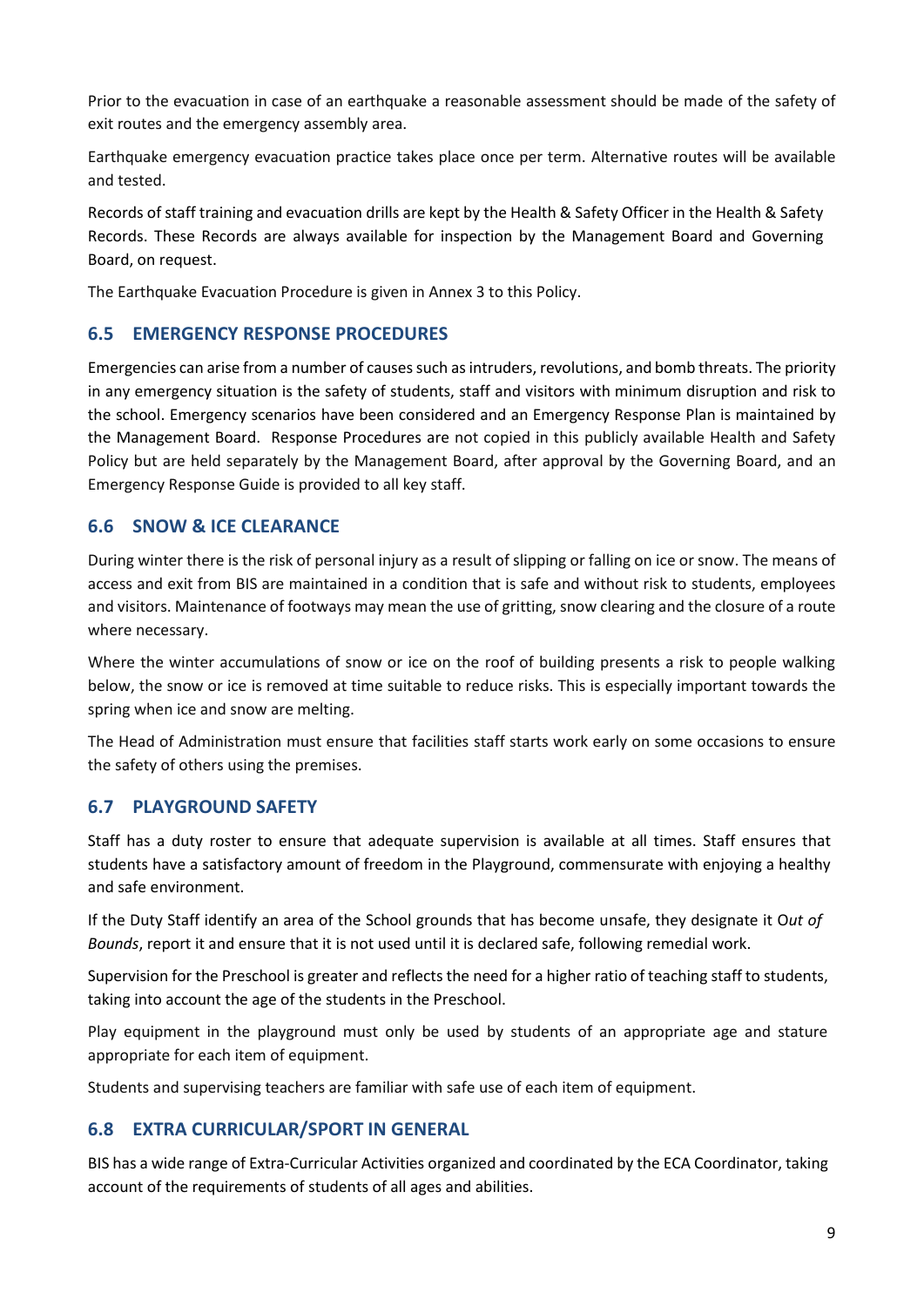Prior to the evacuation in case of an earthquake a reasonable assessment should be made of the safety of exit routes and the emergency assembly area.

Earthquake emergency evacuation practice takes place once per term. Alternative routes will be available and tested.

Records of staff training and evacuation drills are kept by the Health & Safety Officer in the Health & Safety Records. These Records are always available for inspection by the Management Board and Governing Board, on request.

The Earthquake Evacuation Procedure is given in Annex 3 to this Policy.

## 6.5 EMERGENCY RESPONSE PROCEDURES

Emergencies can arise from a number of causes such as intruders, revolutions, and bomb threats. The priority in any emergency situation is the safety of students, staff and visitors with minimum disruption and risk to the school. Emergency scenarios have been considered and an Emergency Response Plan is maintained by the Management Board. Response Procedures are not copied in this publicly available Health and Safety Policy but are held separately by the Management Board, after approval by the Governing Board, and an Emergency Response Guide is provided to all key staff.

## 6.6 SNOW & ICE CLEARANCE

During winter there is the risk of personal injury as a result of slipping or falling on ice or snow. The means of access and exit from BIS are maintained in a condition that is safe and without risk to students, employees and visitors. Maintenance of footways may mean the use of gritting, snow clearing and the closure of a route where necessary.

Where the winter accumulations of snow or ice on the roof of building presents a risk to people walking below, the snow or ice is removed at time suitable to reduce risks. This is especially important towards the spring when ice and snow are melting.

The Head of Administration must ensure that facilities staff starts work early on some occasions to ensure the safety of others using the premises.

## 6.7 PLAYGROUND SAFETY

Staff has a duty roster to ensure that adequate supervision is available at all times. Staff ensures that students have a satisfactory amount of freedom in the Playground, commensurate with enjoying a healthy and safe environment.

If the Duty Staff identify an area of the School grounds that has become unsafe, they designate it O*ut of Bounds*, report it and ensure that it is not used until it is declared safe, following remedial work.

Supervision for the Preschool is greater and reflects the need for a higher ratio of teaching staff to students, taking into account the age of the students in the Preschool.

Play equipment in the playground must only be used by students of an appropriate age and stature appropriate for each item of equipment.

Students and supervising teachers are familiar with safe use of each item of equipment.

## 6.8 EXTRA CURRICULAR/SPORT IN GENERAL

BIS has a wide range of Extra-Curricular Activities organized and coordinated by the ECA Coordinator, taking account of the requirements of students of all ages and abilities.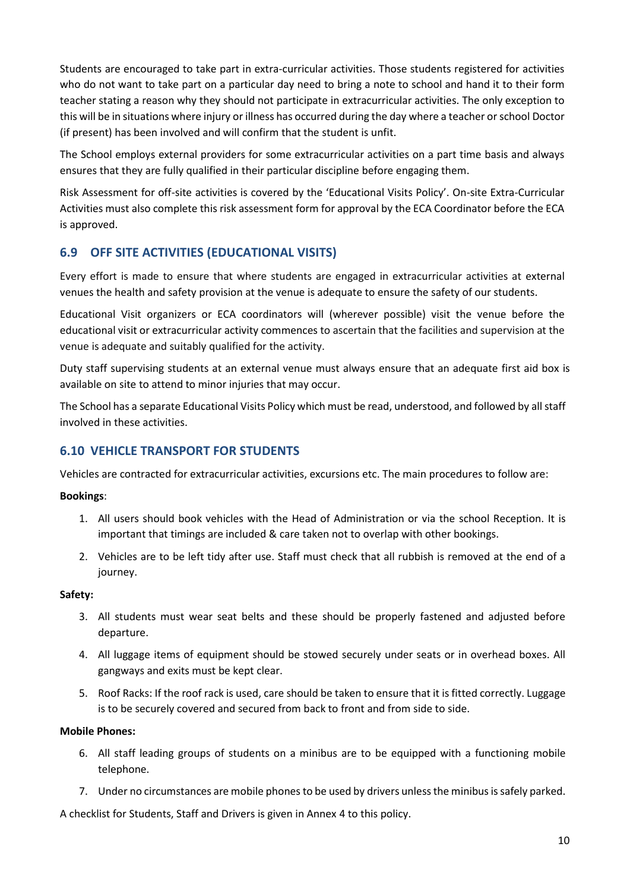Students are encouraged to take part in extra-curricular activities. Those students registered for activities who do not want to take part on a particular day need to bring a note to school and hand it to their form teacher stating a reason why they should not participate in extracurricular activities. The only exception to this will be in situations where injury or illness has occurred during the day where a teacher or school Doctor (if present) has been involved and will confirm that the student is unfit.

The School employs external providers for some extracurricular activities on a part time basis and always ensures that they are fully qualified in their particular discipline before engaging them.

Risk Assessment for off-site activities is covered by the 'Educational Visits Policy'. On-site Extra-Curricular Activities must also complete this risk assessment form for approval by the ECA Coordinator before the ECA is approved.

## 6.9 OFF SITE ACTIVITIES (EDUCATIONAL VISITS)

Every effort is made to ensure that where students are engaged in extracurricular activities at external venues the health and safety provision at the venue is adequate to ensure the safety of our students.

Educational Visit organizers or ECA coordinators will (wherever possible) visit the venue before the educational visit or extracurricular activity commences to ascertain that the facilities and supervision at the venue is adequate and suitably qualified for the activity.

Duty staff supervising students at an external venue must always ensure that an adequate first aid box is available on site to attend to minor injuries that may occur.

The School has a separate Educational Visits Policy which must be read, understood, and followed by all staff involved in these activities.

## 6.10 VEHICLE TRANSPORT FOR STUDENTS

Vehicles are contracted for extracurricular activities, excursions etc. The main procedures to follow are:

**Bookings**:

1. All users should book vehicles with the Head of Administration or via the school Reception. It is important that timings are included & care taken not to overlap with other bookings.
2. Vehicles are to be left tidy after use. Staff must check that all rubbish is removed at the end of a journey.

**Safety:**

3. All students must wear seat belts and these should be properly fastened and adjusted before departure.
4. All luggage items of equipment should be stowed securely under seats or in overhead boxes. All gangways and exits must be kept clear.
5. Roof Racks: If the roof rack is used, care should be taken to ensure that it is fitted correctly. Luggage is to be securely covered and secured from back to front and from side to side.

**Mobile Phones:**

6. All staff leading groups of students on a minibus are to be equipped with a functioning mobile telephone.
7. Under no circumstances are mobile phones to be used by drivers unless the minibus is safely parked.

A checklist for Students, Staff and Drivers is given in Annex 4 to this policy.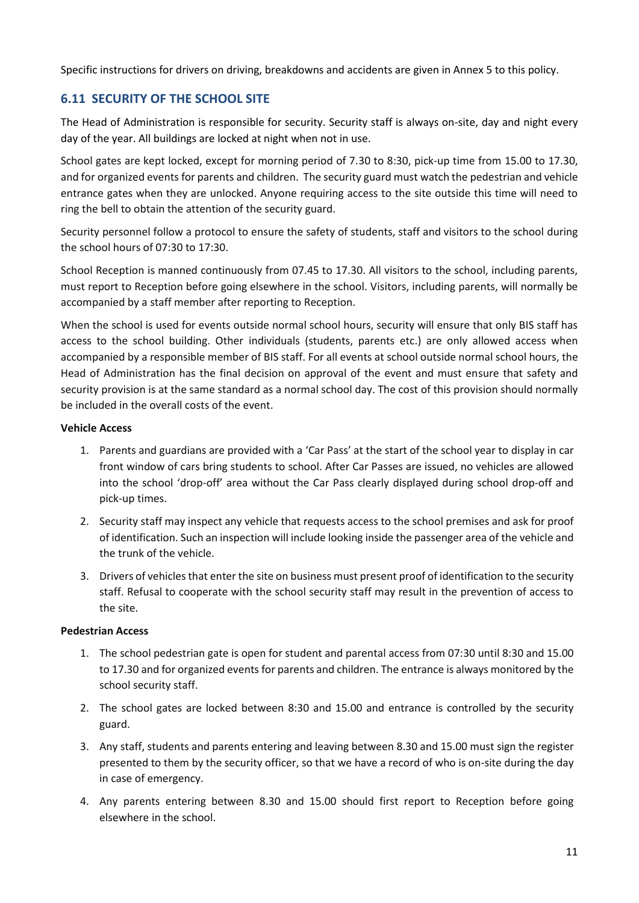Specific instructions for drivers on driving, breakdowns and accidents are given in Annex 5 to this policy.

## 6.11 SECURITY OF THE SCHOOL SITE

The Head of Administration is responsible for security. Security staff is always on-site, day and night every day of the year. All buildings are locked at night when not in use.

School gates are kept locked, except for morning period of 7.30 to 8:30, pick-up time from 15.00 to 17.30, and for organized events for parents and children. The security guard must watch the pedestrian and vehicle entrance gates when they are unlocked. Anyone requiring access to the site outside this time will need to ring the bell to obtain the attention of the security guard.

Security personnel follow a protocol to ensure the safety of students, staff and visitors to the school during the school hours of 07:30 to 17:30.

School Reception is manned continuously from 07.45 to 17.30. All visitors to the school, including parents, must report to Reception before going elsewhere in the school. Visitors, including parents, will normally be accompanied by a staff member after reporting to Reception.

When the school is used for events outside normal school hours, security will ensure that only BIS staff has access to the school building. Other individuals (students, parents etc.) are only allowed access when accompanied by a responsible member of BIS staff. For all events at school outside normal school hours, the Head of Administration has the final decision on approval of the event and must ensure that safety and security provision is at the same standard as a normal school day. The cost of this provision should normally be included in the overall costs of the event.

**Vehicle Access**

1. Parents and guardians are provided with a 'Car Pass' at the start of the school year to display in car front window of cars bring students to school. After Car Passes are issued, no vehicles are allowed into the school 'drop-off' area without the Car Pass clearly displayed during school drop-off and pick-up times.
2. Security staff may inspect any vehicle that requests access to the school premises and ask for proof of identification. Such an inspection will include looking inside the passenger area of the vehicle and the trunk of the vehicle.
3. Drivers of vehicles that enter the site on business must present proof of identification to the security staff. Refusal to cooperate with the school security staff may result in the prevention of access to the site.

**Pedestrian Access**

1. The school pedestrian gate is open for student and parental access from 07:30 until 8:30 and 15.00 to 17.30 and for organized events for parents and children. The entrance is always monitored by the school security staff.
2. The school gates are locked between 8:30 and 15.00 and entrance is controlled by the security guard.
3. Any staff, students and parents entering and leaving between 8.30 and 15.00 must sign the register presented to them by the security officer, so that we have a record of who is on-site during the day in case of emergency.
4. Any parents entering between 8.30 and 15.00 should first report to Reception before going elsewhere in the school.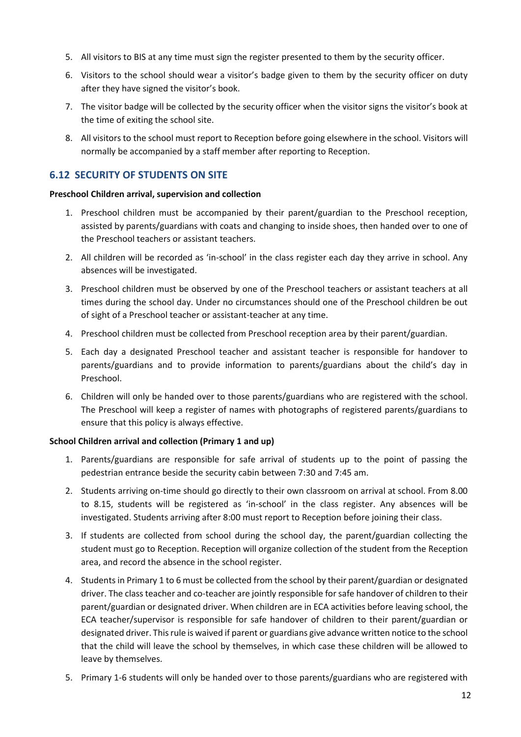5. All visitors to BIS at any time must sign the register presented to them by the security officer.
6. Visitors to the school should wear a visitor's badge given to them by the security officer on duty after they have signed the visitor's book.
7. The visitor badge will be collected by the security officer when the visitor signs the visitor's book at the time of exiting the school site.
8. All visitors to the school must report to Reception before going elsewhere in the school. Visitors will normally be accompanied by a staff member after reporting to Reception.

## 6.12 SECURITY OF STUDENTS ON SITE

**Preschool Children arrival, supervision and collection**

1. Preschool children must be accompanied by their parent/guardian to the Preschool reception, assisted by parents/guardians with coats and changing to inside shoes, then handed over to one of the Preschool teachers or assistant teachers.
2. All children will be recorded as 'in-school' in the class register each day they arrive in school. Any absences will be investigated.
3. Preschool children must be observed by one of the Preschool teachers or assistant teachers at all times during the school day. Under no circumstances should one of the Preschool children be out of sight of a Preschool teacher or assistant-teacher at any time.
4. Preschool children must be collected from Preschool reception area by their parent/guardian.
5. Each day a designated Preschool teacher and assistant teacher is responsible for handover to parents/guardians and to provide information to parents/guardians about the child's day in Preschool.
6. Children will only be handed over to those parents/guardians who are registered with the school. The Preschool will keep a register of names with photographs of registered parents/guardians to ensure that this policy is always effective.

**School Children arrival and collection (Primary 1 and up)**

1. Parents/guardians are responsible for safe arrival of students up to the point of passing the pedestrian entrance beside the security cabin between 7:30 and 7:45 am.
2. Students arriving on-time should go directly to their own classroom on arrival at school. From 8.00 to 8.15, students will be registered as 'in-school' in the class register. Any absences will be investigated. Students arriving after 8:00 must report to Reception before joining their class.
3. If students are collected from school during the school day, the parent/guardian collecting the student must go to Reception. Reception will organize collection of the student from the Reception area, and record the absence in the school register.
4. Students in Primary 1 to 6 must be collected from the school by their parent/guardian or designated driver. The class teacher and co-teacher are jointly responsible for safe handover of children to their parent/guardian or designated driver. When children are in ECA activities before leaving school, the ECA teacher/supervisor is responsible for safe handover of children to their parent/guardian or designated driver. This rule is waived if parent or guardians give advance written notice to the school that the child will leave the school by themselves, in which case these children will be allowed to leave by themselves.
5. Primary 1-6 students will only be handed over to those parents/guardians who are registered with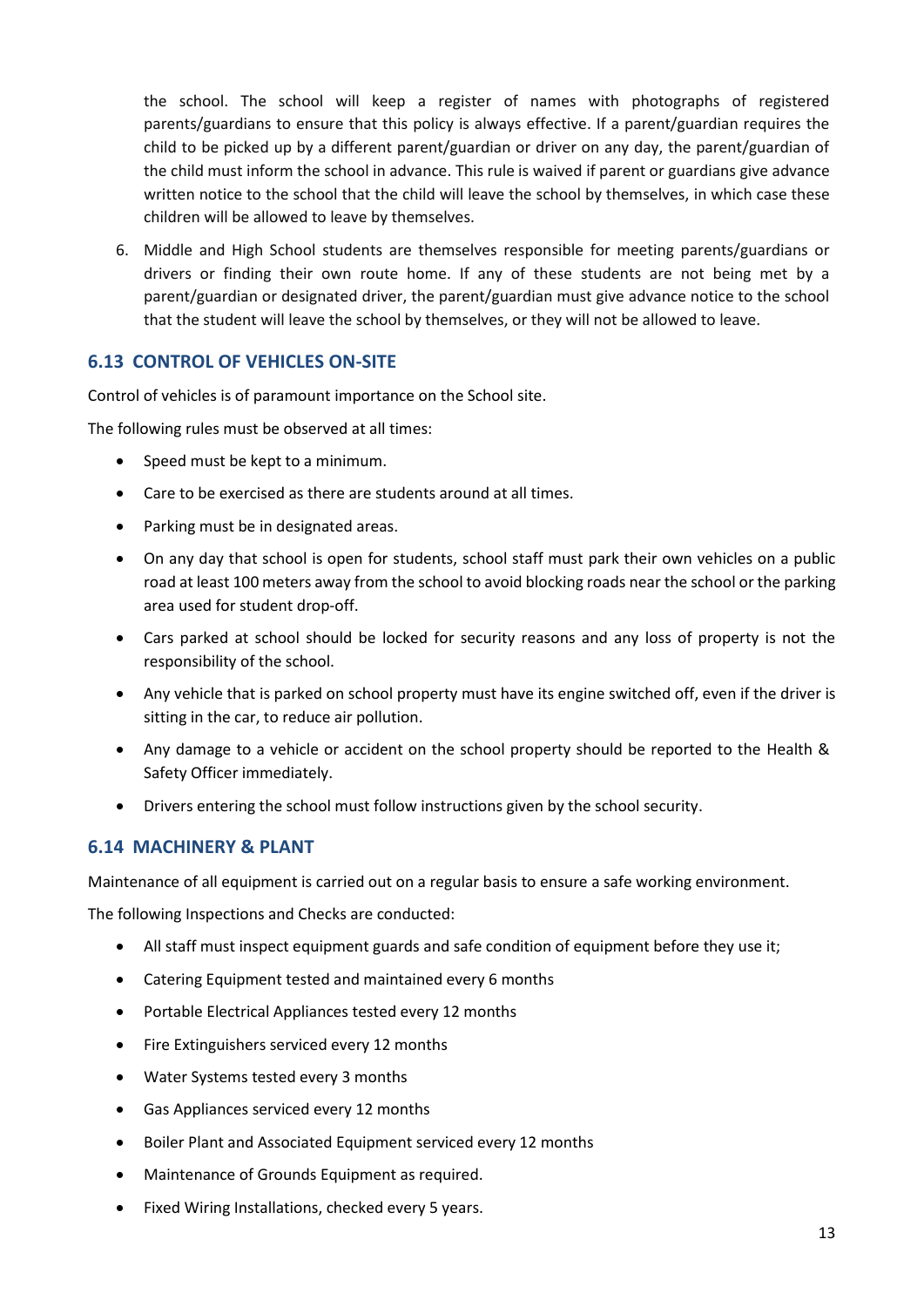the school. The school will keep a register of names with photographs of registered parents/guardians to ensure that this policy is always effective. If a parent/guardian requires the child to be picked up by a different parent/guardian or driver on any day, the parent/guardian of the child must inform the school in advance. This rule is waived if parent or guardians give advance written notice to the school that the child will leave the school by themselves, in which case these children will be allowed to leave by themselves.

6. Middle and High School students are themselves responsible for meeting parents/guardians or drivers or finding their own route home. If any of these students are not being met by a parent/guardian or designated driver, the parent/guardian must give advance notice to the school that the student will leave the school by themselves, or they will not be allowed to leave.

## 6.13 CONTROL OF VEHICLES ON-SITE

Control of vehicles is of paramount importance on the School site.

The following rules must be observed at all times:

- Speed must be kept to a minimum.
- Care to be exercised as there are students around at all times.
- Parking must be in designated areas.
- On any day that school is open for students, school staff must park their own vehicles on a public road at least 100 meters away from the school to avoid blocking roads near the school or the parking area used for student drop-off.
- Cars parked at school should be locked for security reasons and any loss of property is not the responsibility of the school.
- Any vehicle that is parked on school property must have its engine switched off, even if the driver is sitting in the car, to reduce air pollution.
- Any damage to a vehicle or accident on the school property should be reported to the Health & Safety Officer immediately.
- Drivers entering the school must follow instructions given by the school security.

## 6.14 MACHINERY & PLANT

Maintenance of all equipment is carried out on a regular basis to ensure a safe working environment.

The following Inspections and Checks are conducted:

- All staff must inspect equipment guards and safe condition of equipment before they use it;
- Catering Equipment tested and maintained every 6 months
- Portable Electrical Appliances tested every 12 months
- Fire Extinguishers serviced every 12 months
- Water Systems tested every 3 months
- Gas Appliances serviced every 12 months
- Boiler Plant and Associated Equipment serviced every 12 months
- Maintenance of Grounds Equipment as required.
- Fixed Wiring Installations, checked every 5 years.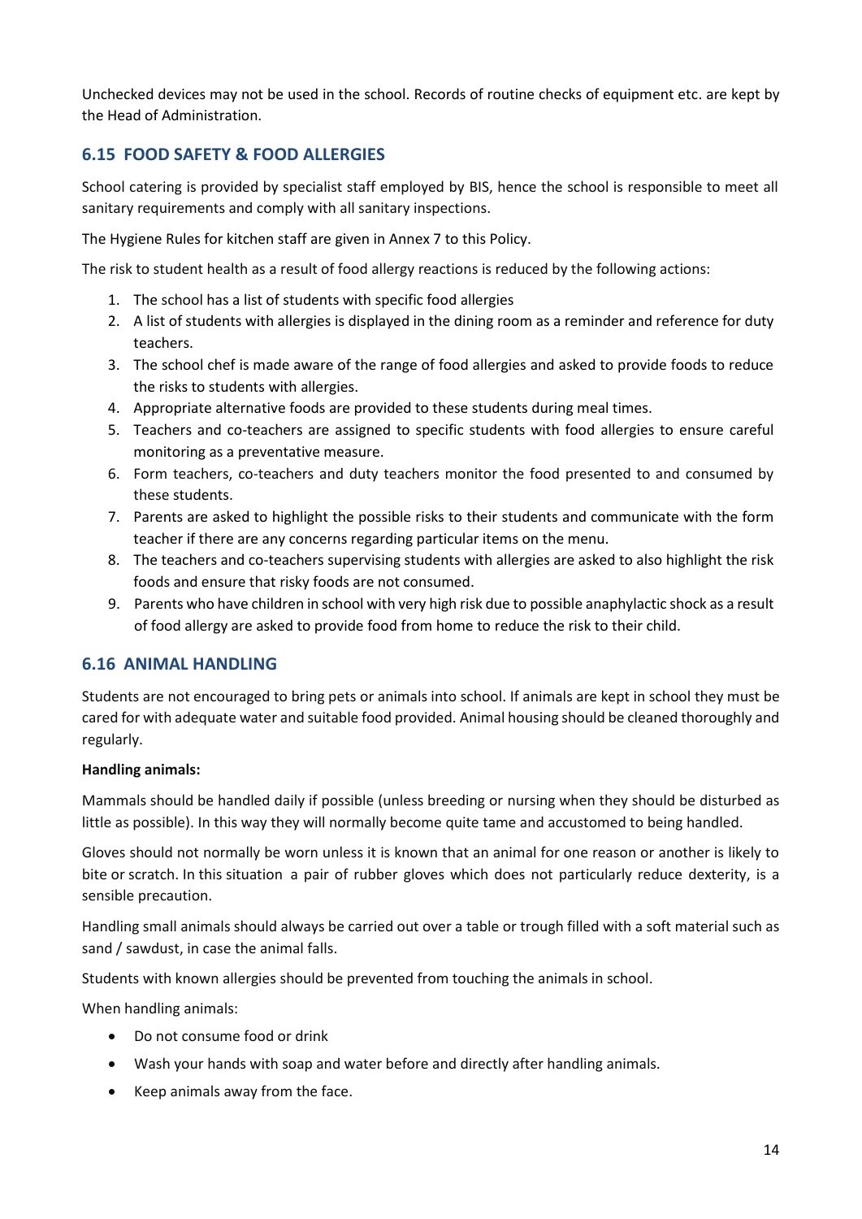Unchecked devices may not be used in the school. Records of routine checks of equipment etc. are kept by the Head of Administration.

### 6.15 FOOD SAFETY & FOOD ALLERGIES

School catering is provided by specialist staff employed by BIS, hence the school is responsible to meet all sanitary requirements and comply with all sanitary inspections.

The Hygiene Rules for kitchen staff are given in Annex 7 to this Policy.

The risk to student health as a result of food allergy reactions is reduced by the following actions:

1. The school has a list of students with specific food allergies
2. A list of students with allergies is displayed in the dining room as a reminder and reference for duty teachers.
3. The school chef is made aware of the range of food allergies and asked to provide foods to reduce the risks to students with allergies.
4. Appropriate alternative foods are provided to these students during meal times.
5. Teachers and co-teachers are assigned to specific students with food allergies to ensure careful monitoring as a preventative measure.
6. Form teachers, co-teachers and duty teachers monitor the food presented to and consumed by these students.
7. Parents are asked to highlight the possible risks to their students and communicate with the form teacher if there are any concerns regarding particular items on the menu.
8. The teachers and co-teachers supervising students with allergies are asked to also highlight the risk foods and ensure that risky foods are not consumed.
9. Parents who have children in school with very high risk due to possible anaphylactic shock as a result of food allergy are asked to provide food from home to reduce the risk to their child.

### 6.16 ANIMAL HANDLING

Students are not encouraged to bring pets or animals into school. If animals are kept in school they must be cared for with adequate water and suitable food provided. Animal housing should be cleaned thoroughly and regularly.

**Handling animals:**

Mammals should be handled daily if possible (unless breeding or nursing when they should be disturbed as little as possible). In this way they will normally become quite tame and accustomed to being handled.

Gloves should not normally be worn unless it is known that an animal for one reason or another is likely to bite or scratch. In this situation a pair of rubber gloves which does not particularly reduce dexterity, is a sensible precaution.

Handling small animals should always be carried out over a table or trough filled with a soft material such as sand / sawdust, in case the animal falls.

Students with known allergies should be prevented from touching the animals in school.

When handling animals:

- Do not consume food or drink
- Wash your hands with soap and water before and directly after handling animals.
- Keep animals away from the face.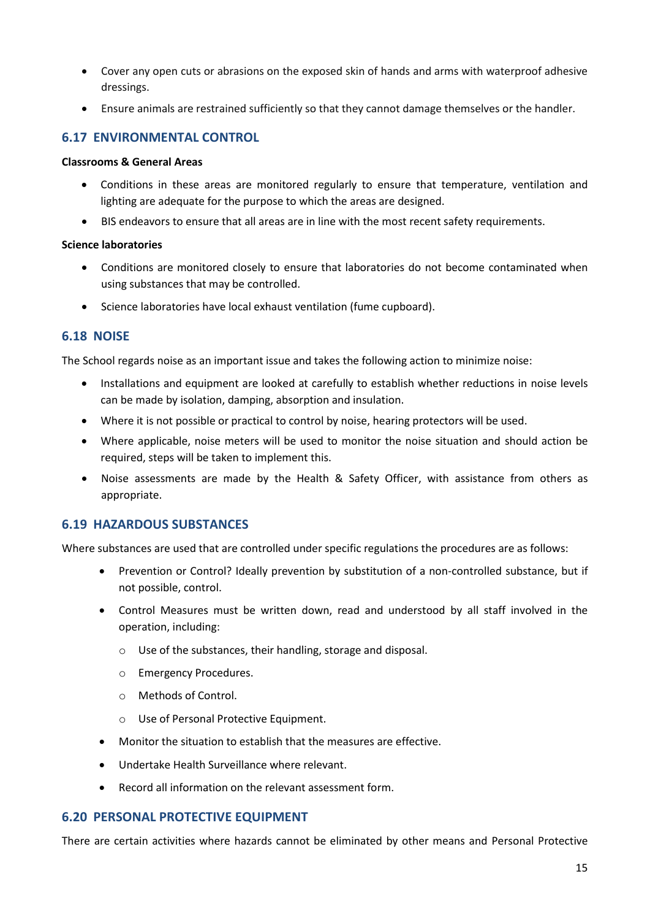- Cover any open cuts or abrasions on the exposed skin of hands and arms with waterproof adhesive dressings.
- Ensure animals are restrained sufficiently so that they cannot damage themselves or the handler.

## 6.17 ENVIRONMENTAL CONTROL

**Classrooms & General Areas**

- Conditions in these areas are monitored regularly to ensure that temperature, ventilation and lighting are adequate for the purpose to which the areas are designed.
- BIS endeavors to ensure that all areas are in line with the most recent safety requirements.

**Science laboratories**

- Conditions are monitored closely to ensure that laboratories do not become contaminated when using substances that may be controlled.
- Science laboratories have local exhaust ventilation (fume cupboard).

## 6.18 NOISE

The School regards noise as an important issue and takes the following action to minimize noise:

- Installations and equipment are looked at carefully to establish whether reductions in noise levels can be made by isolation, damping, absorption and insulation.
- Where it is not possible or practical to control by noise, hearing protectors will be used.
- Where applicable, noise meters will be used to monitor the noise situation and should action be required, steps will be taken to implement this.
- Noise assessments are made by the Health & Safety Officer, with assistance from others as appropriate.

## 6.19 HAZARDOUS SUBSTANCES

Where substances are used that are controlled under specific regulations the procedures are as follows:

- Prevention or Control? Ideally prevention by substitution of a non-controlled substance, but if not possible, control.
- Control Measures must be written down, read and understood by all staff involved in the operation, including:
  - Use of the substances, their handling, storage and disposal.
  - Emergency Procedures.
  - Methods of Control.
  - Use of Personal Protective Equipment.
- Monitor the situation to establish that the measures are effective.
- Undertake Health Surveillance where relevant.
- Record all information on the relevant assessment form.

## 6.20 PERSONAL PROTECTIVE EQUIPMENT

There are certain activities where hazards cannot be eliminated by other means and Personal Protective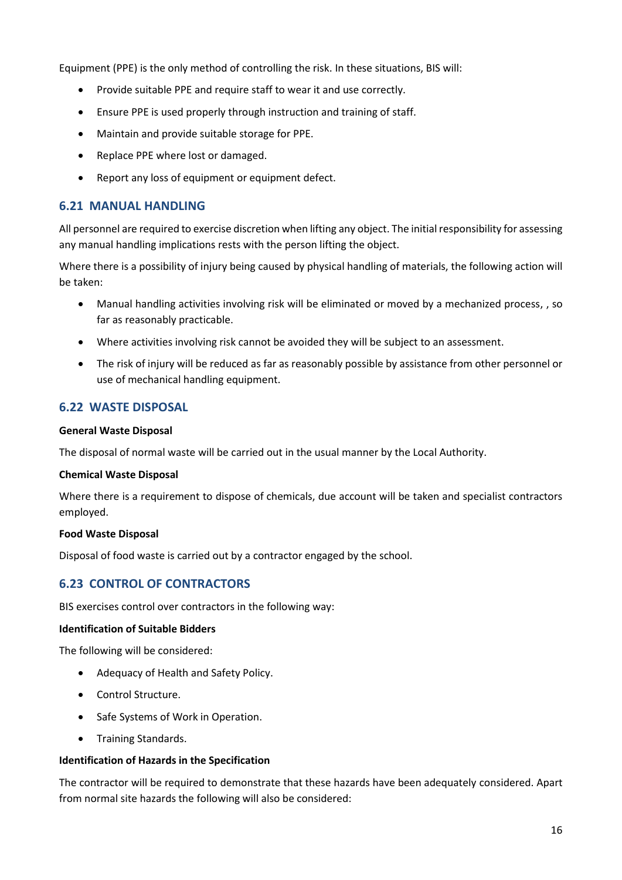Equipment (PPE) is the only method of controlling the risk. In these situations, BIS will:

- Provide suitable PPE and require staff to wear it and use correctly.
- Ensure PPE is used properly through instruction and training of staff.
- Maintain and provide suitable storage for PPE.
- Replace PPE where lost or damaged.
- Report any loss of equipment or equipment defect.

## 6.21 MANUAL HANDLING

All personnel are required to exercise discretion when lifting any object. The initial responsibility for assessing any manual handling implications rests with the person lifting the object.

Where there is a possibility of injury being caused by physical handling of materials, the following action will be taken:

- Manual handling activities involving risk will be eliminated or moved by a mechanized process, , so far as reasonably practicable.
- Where activities involving risk cannot be avoided they will be subject to an assessment.
- The risk of injury will be reduced as far as reasonably possible by assistance from other personnel or use of mechanical handling equipment.

## 6.22 WASTE DISPOSAL

**General Waste Disposal**

The disposal of normal waste will be carried out in the usual manner by the Local Authority.

**Chemical Waste Disposal**

Where there is a requirement to dispose of chemicals, due account will be taken and specialist contractors employed.

**Food Waste Disposal**

Disposal of food waste is carried out by a contractor engaged by the school.

## 6.23 CONTROL OF CONTRACTORS

BIS exercises control over contractors in the following way:

**Identification of Suitable Bidders**

The following will be considered:

- Adequacy of Health and Safety Policy.
- Control Structure.
- Safe Systems of Work in Operation.
- Training Standards.

**Identification of Hazards in the Specification**

The contractor will be required to demonstrate that these hazards have been adequately considered. Apart from normal site hazards the following will also be considered: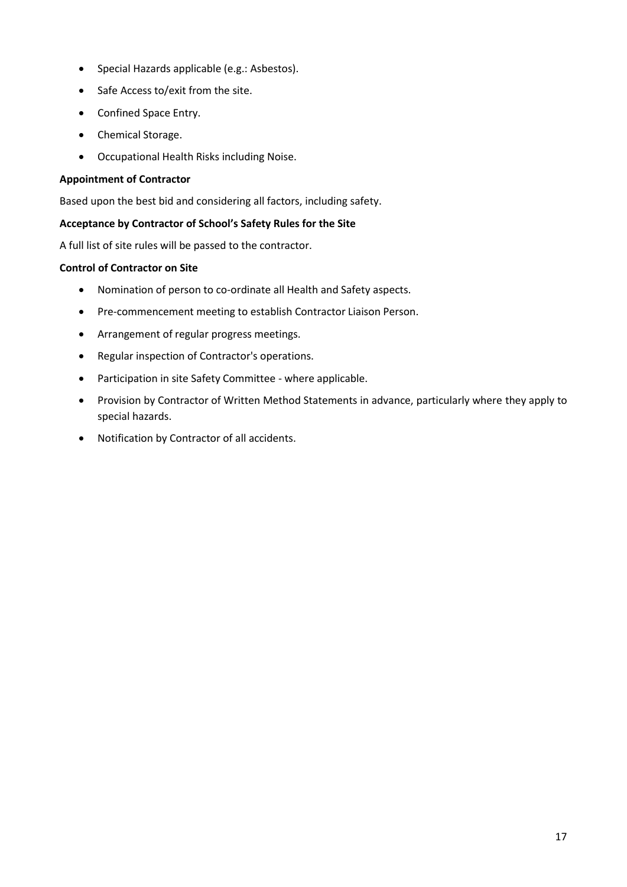- Special Hazards applicable (e.g.: Asbestos).
- Safe Access to/exit from the site.
- Confined Space Entry.
- Chemical Storage.
- Occupational Health Risks including Noise.

**Appointment of Contractor**

Based upon the best bid and considering all factors, including safety.

**Acceptance by Contractor of School's Safety Rules for the Site**

A full list of site rules will be passed to the contractor.

**Control of Contractor on Site**

- Nomination of person to co-ordinate all Health and Safety aspects.
- Pre-commencement meeting to establish Contractor Liaison Person.
- Arrangement of regular progress meetings.
- Regular inspection of Contractor's operations.
- Participation in site Safety Committee - where applicable.
- Provision by Contractor of Written Method Statements in advance, particularly where they apply to special hazards.
- Notification by Contractor of all accidents.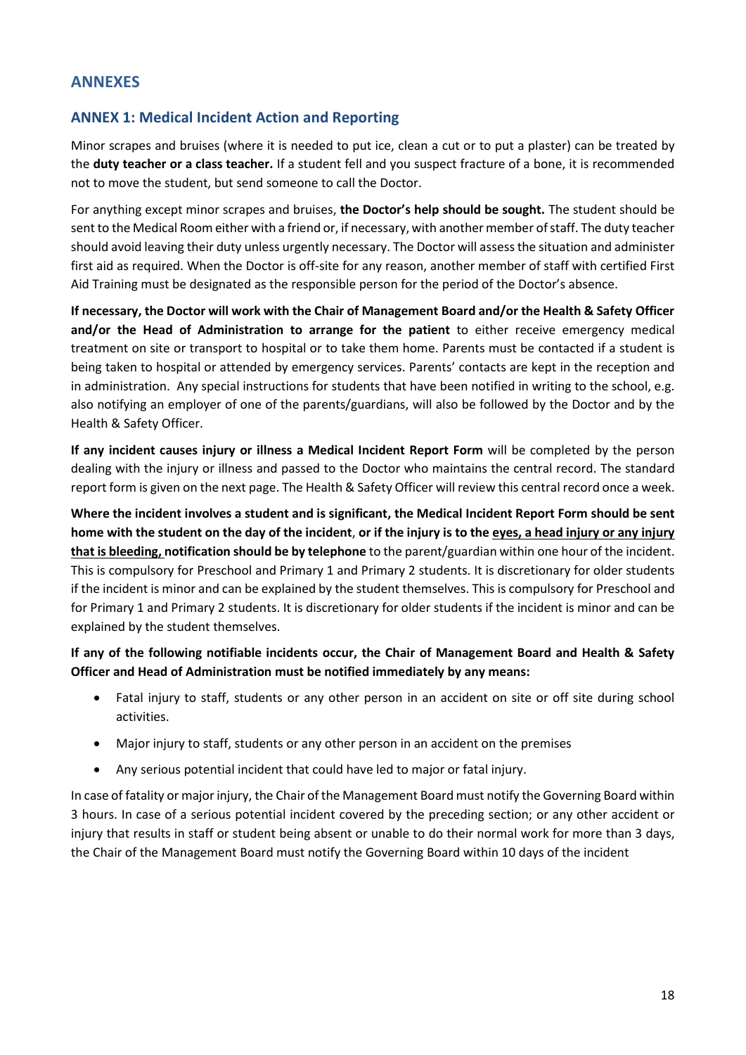## ANNEXES

### ANNEX 1: Medical Incident Action and Reporting

Minor scrapes and bruises (where it is needed to put ice, clean a cut or to put a plaster) can be treated by the **duty teacher or a class teacher.** If a student fell and you suspect fracture of a bone, it is recommended not to move the student, but send someone to call the Doctor.

For anything except minor scrapes and bruises, **the Doctor's help should be sought.** The student should be sent to the Medical Room either with a friend or, if necessary, with another member of staff. The duty teacher should avoid leaving their duty unless urgently necessary. The Doctor will assess the situation and administer first aid as required. When the Doctor is off-site for any reason, another member of staff with certified First Aid Training must be designated as the responsible person for the period of the Doctor's absence.

**If necessary, the Doctor will work with the Chair of Management Board and/or the Health & Safety Officer and/or the Head of Administration to arrange for the patient** to either receive emergency medical treatment on site or transport to hospital or to take them home. Parents must be contacted if a student is being taken to hospital or attended by emergency services. Parents' contacts are kept in the reception and in administration. Any special instructions for students that have been notified in writing to the school, e.g. also notifying an employer of one of the parents/guardians, will also be followed by the Doctor and by the Health & Safety Officer.

**If any incident causes injury or illness a Medical Incident Report Form** will be completed by the person dealing with the injury or illness and passed to the Doctor who maintains the central record. The standard report form is given on the next page. The Health & Safety Officer will review this central record once a week.

**Where the incident involves a student and is significant, the Medical Incident Report Form should be sent home with the student on the day of the incident**, **or if the injury is to the <u>eyes, a head injury or any injury that is bleeding,</u> notification should be by telephone** to the parent/guardian within one hour of the incident. This is compulsory for Preschool and Primary 1 and Primary 2 students. It is discretionary for older students if the incident is minor and can be explained by the student themselves. This is compulsory for Preschool and for Primary 1 and Primary 2 students. It is discretionary for older students if the incident is minor and can be explained by the student themselves.

**If any of the following notifiable incidents occur, the Chair of Management Board and Health & Safety Officer and Head of Administration must be notified immediately by any means:**

- Fatal injury to staff, students or any other person in an accident on site or off site during school activities.
- Major injury to staff, students or any other person in an accident on the premises
- Any serious potential incident that could have led to major or fatal injury.

In case of fatality or major injury, the Chair of the Management Board must notify the Governing Board within 3 hours. In case of a serious potential incident covered by the preceding section; or any other accident or injury that results in staff or student being absent or unable to do their normal work for more than 3 days, the Chair of the Management Board must notify the Governing Board within 10 days of the incident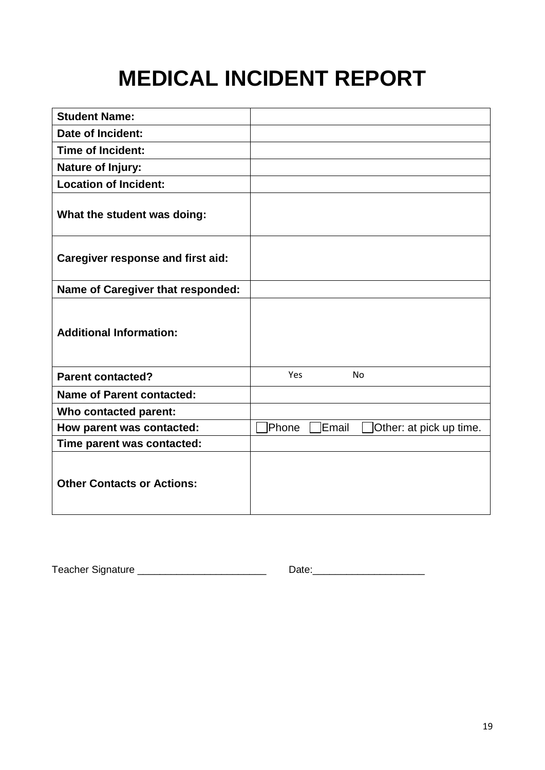# MEDICAL INCIDENT REPORT

| | |
|---|---|
| **Student Name:** | |
| **Date of Incident:** | |
| **Time of Incident:** | |
| **Nature of Injury:** | |
| **Location of Incident:** | |
| **What the student was doing:** | |
| **Caregiver response and first aid:** | |
| **Name of Caregiver that responded:** | |
| **Additional Information:** | |
| **Parent contacted?** | Yes No |
| **Name of Parent contacted:** | |
| **Who contacted parent:** | |
| **How parent was contacted:** | ☐Phone ☐Email ☐Other: at pick up time. |
| **Time parent was contacted:** | |
| **Other Contacts or Actions:** | |

Teacher Signature _______________________ Date:___________________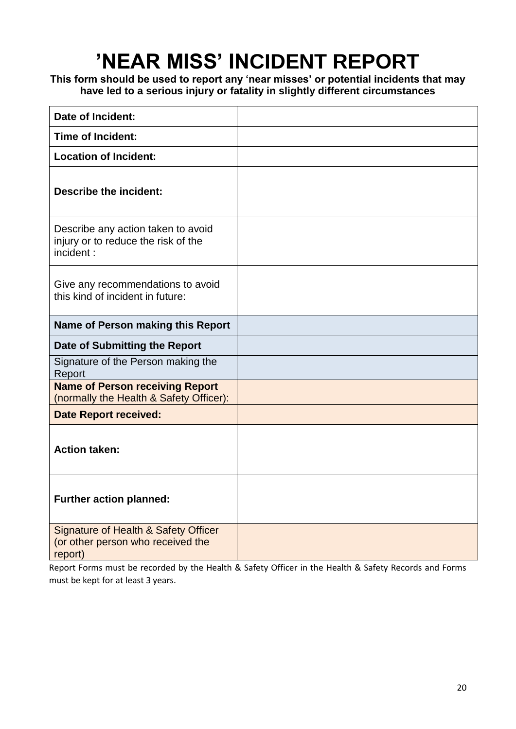# ’NEAR MISS’ INCIDENT REPORT

**This form should be used to report any ‘near misses’ or potential incidents that may have led to a serious injury or fatality in slightly different circumstances**

| | |
|---|---|
| **Date of Incident:** | |
| **Time of Incident:** | |
| **Location of Incident:** | |
| **Describe the incident:** | |
| Describe any action taken to avoid injury or to reduce the risk of the incident : | |
| Give any recommendations to avoid this kind of incident in future: | |
| **Name of Person making this Report** | |
| **Date of Submitting the Report** | |
| Signature of the Person making the Report | |
| **Name of Person receiving Report** (normally the Health & Safety Officer): | |
| **Date Report received:** | |
| **Action taken:** | |
| **Further action planned:** | |
| Signature of Health & Safety Officer (or other person who received the report) | |

Report Forms must be recorded by the Health & Safety Officer in the Health & Safety Records and Forms must be kept for at least 3 years.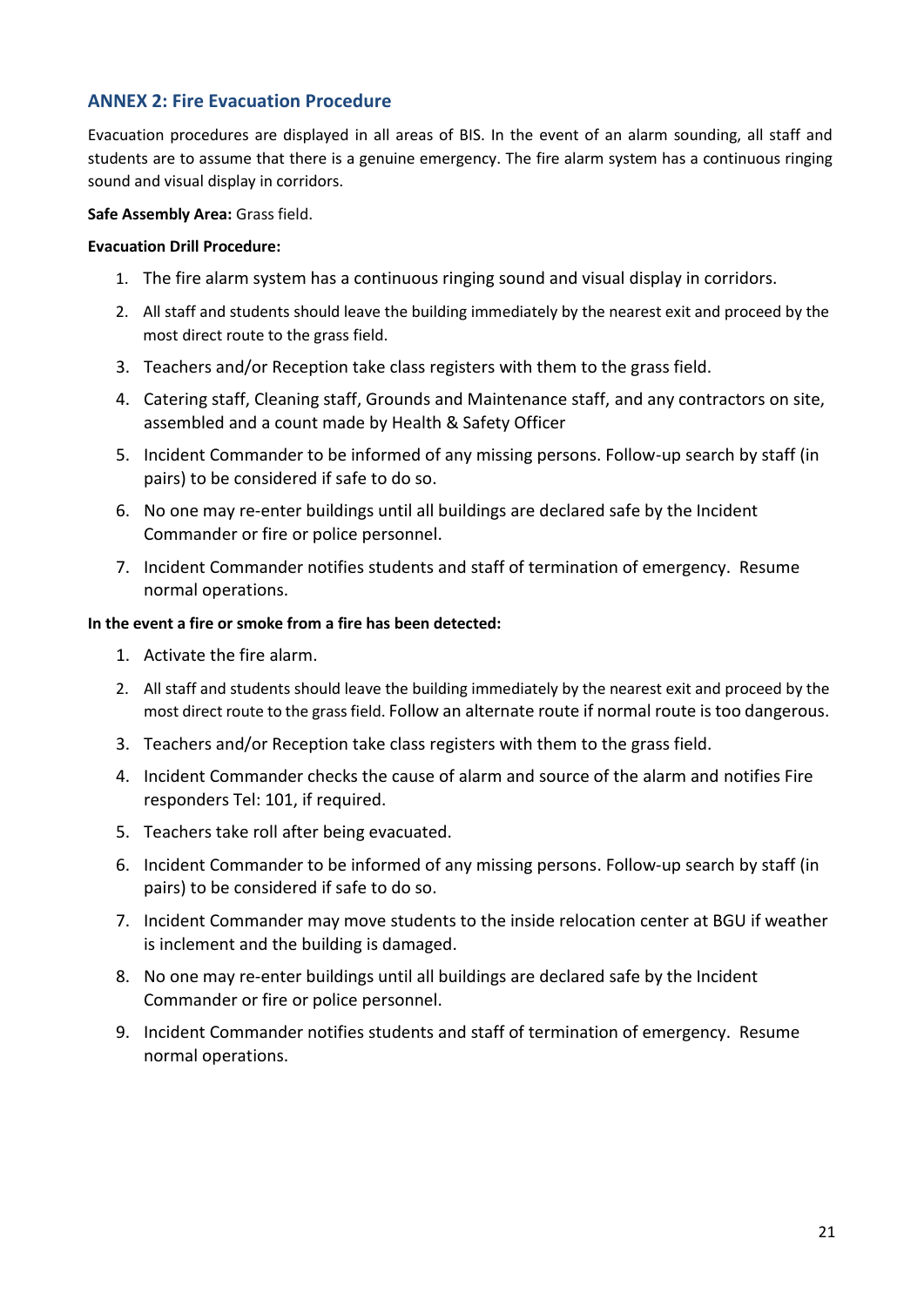## ANNEX 2: Fire Evacuation Procedure

Evacuation procedures are displayed in all areas of BIS. In the event of an alarm sounding, all staff and students are to assume that there is a genuine emergency. The fire alarm system has a continuous ringing sound and visual display in corridors.

**Safe Assembly Area:** Grass field.

**Evacuation Drill Procedure:**

1. The fire alarm system has a continuous ringing sound and visual display in corridors.
2. All staff and students should leave the building immediately by the nearest exit and proceed by the most direct route to the grass field.
3. Teachers and/or Reception take class registers with them to the grass field.
4. Catering staff, Cleaning staff, Grounds and Maintenance staff, and any contractors on site, assembled and a count made by Health & Safety Officer
5. Incident Commander to be informed of any missing persons. Follow-up search by staff (in pairs) to be considered if safe to do so.
6. No one may re-enter buildings until all buildings are declared safe by the Incident Commander or fire or police personnel.
7. Incident Commander notifies students and staff of termination of emergency. Resume normal operations.

**In the event a fire or smoke from a fire has been detected:**

1. Activate the fire alarm.
2. All staff and students should leave the building immediately by the nearest exit and proceed by the most direct route to the grass field. Follow an alternate route if normal route is too dangerous.
3. Teachers and/or Reception take class registers with them to the grass field.
4. Incident Commander checks the cause of alarm and source of the alarm and notifies Fire responders Tel: 101, if required.
5. Teachers take roll after being evacuated.
6. Incident Commander to be informed of any missing persons. Follow-up search by staff (in pairs) to be considered if safe to do so.
7. Incident Commander may move students to the inside relocation center at BGU if weather is inclement and the building is damaged.
8. No one may re-enter buildings until all buildings are declared safe by the Incident Commander or fire or police personnel.
9. Incident Commander notifies students and staff of termination of emergency. Resume normal operations.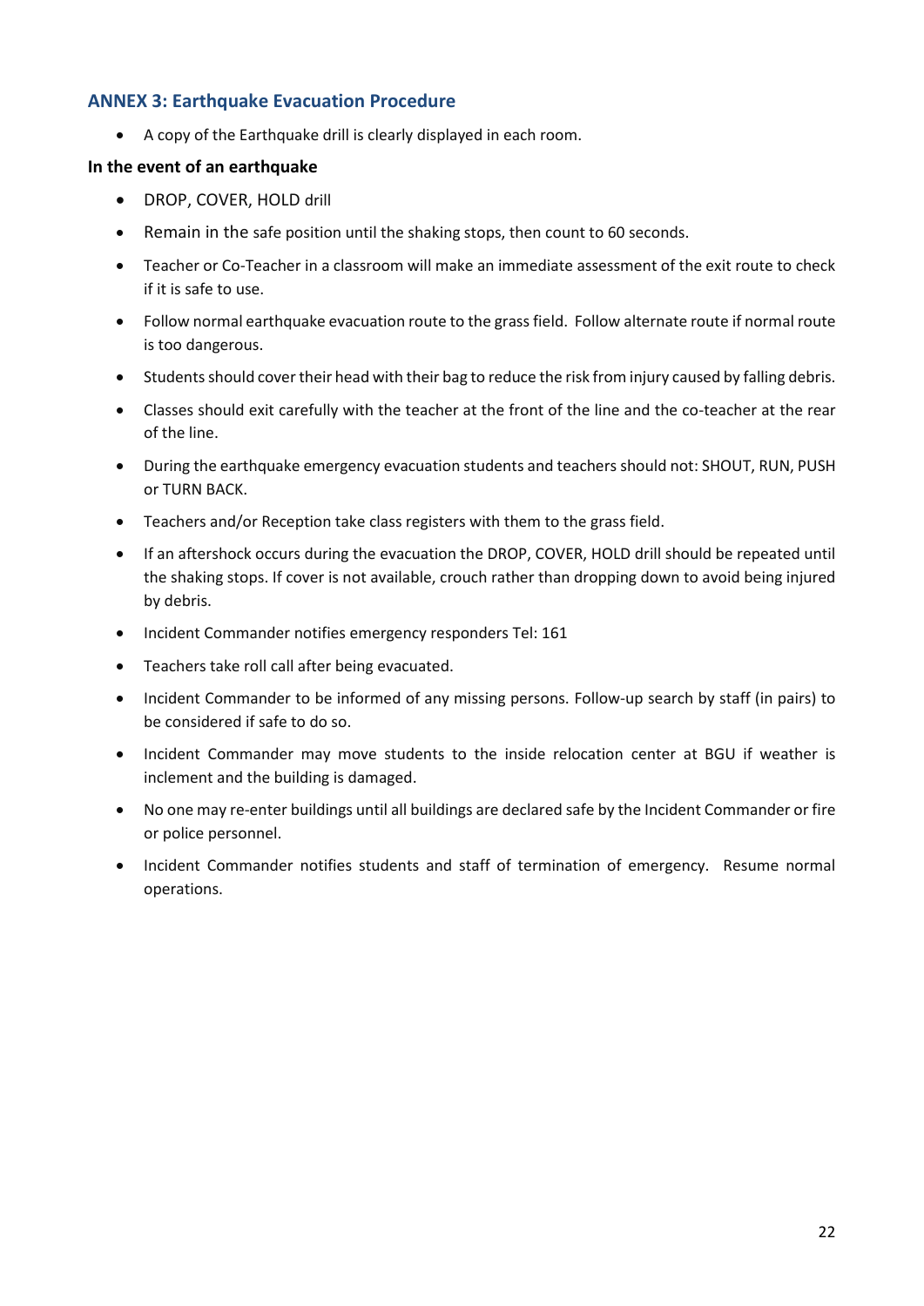## ANNEX 3: Earthquake Evacuation Procedure

- A copy of the Earthquake drill is clearly displayed in each room.

**In the event of an earthquake**

- DROP, COVER, HOLD drill
- Remain in the safe position until the shaking stops, then count to 60 seconds.
- Teacher or Co-Teacher in a classroom will make an immediate assessment of the exit route to check if it is safe to use.
- Follow normal earthquake evacuation route to the grass field. Follow alternate route if normal route is too dangerous.
- Students should cover their head with their bag to reduce the risk from injury caused by falling debris.
- Classes should exit carefully with the teacher at the front of the line and the co-teacher at the rear of the line.
- During the earthquake emergency evacuation students and teachers should not: SHOUT, RUN, PUSH or TURN BACK.
- Teachers and/or Reception take class registers with them to the grass field.
- If an aftershock occurs during the evacuation the DROP, COVER, HOLD drill should be repeated until the shaking stops. If cover is not available, crouch rather than dropping down to avoid being injured by debris.
- Incident Commander notifies emergency responders Tel: 161
- Teachers take roll call after being evacuated.
- Incident Commander to be informed of any missing persons. Follow-up search by staff (in pairs) to be considered if safe to do so.
- Incident Commander may move students to the inside relocation center at BGU if weather is inclement and the building is damaged.
- No one may re-enter buildings until all buildings are declared safe by the Incident Commander or fire or police personnel.
- Incident Commander notifies students and staff of termination of emergency. Resume normal operations.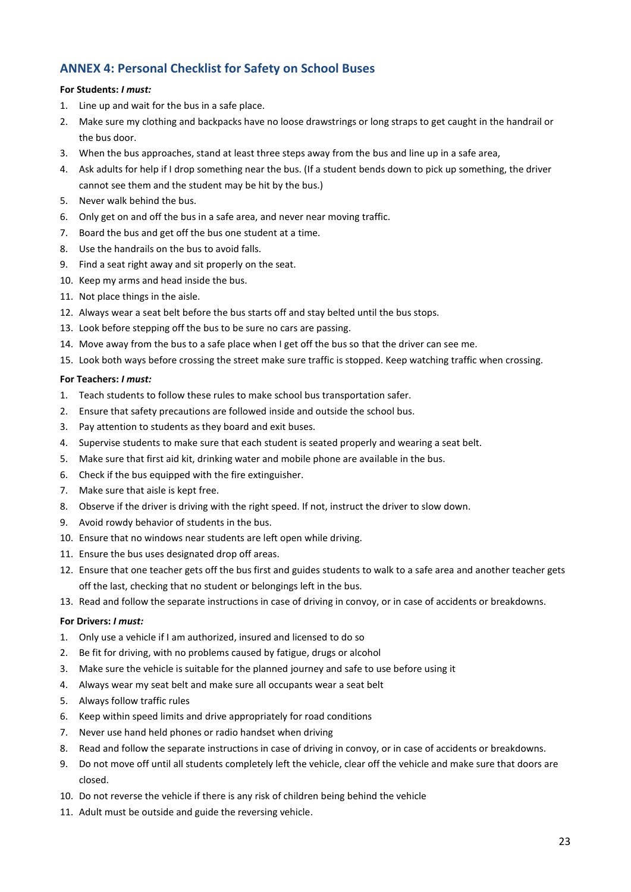## ANNEX 4: Personal Checklist for Safety on School Buses

**For Students:** ***I must:***

1. Line up and wait for the bus in a safe place.
2. Make sure my clothing and backpacks have no loose drawstrings or long straps to get caught in the handrail or the bus door.
3. When the bus approaches, stand at least three steps away from the bus and line up in a safe area,
4. Ask adults for help if I drop something near the bus. (If a student bends down to pick up something, the driver cannot see them and the student may be hit by the bus.)
5. Never walk behind the bus.
6. Only get on and off the bus in a safe area, and never near moving traffic.
7. Board the bus and get off the bus one student at a time.
8. Use the handrails on the bus to avoid falls.
9. Find a seat right away and sit properly on the seat.
10. Keep my arms and head inside the bus.
11. Not place things in the aisle.
12. Always wear a seat belt before the bus starts off and stay belted until the bus stops.
13. Look before stepping off the bus to be sure no cars are passing.
14. Move away from the bus to a safe place when I get off the bus so that the driver can see me.
15. Look both ways before crossing the street make sure traffic is stopped. Keep watching traffic when crossing.

**For Teachers:** ***I must:***

1. Teach students to follow these rules to make school bus transportation safer.
2. Ensure that safety precautions are followed inside and outside the school bus.
3. Pay attention to students as they board and exit buses.
4. Supervise students to make sure that each student is seated properly and wearing a seat belt.
5. Make sure that first aid kit, drinking water and mobile phone are available in the bus.
6. Check if the bus equipped with the fire extinguisher.
7. Make sure that aisle is kept free.
8. Observe if the driver is driving with the right speed. If not, instruct the driver to slow down.
9. Avoid rowdy behavior of students in the bus.
10. Ensure that no windows near students are left open while driving.
11. Ensure the bus uses designated drop off areas.
12. Ensure that one teacher gets off the bus first and guides students to walk to a safe area and another teacher gets off the last, checking that no student or belongings left in the bus.
13. Read and follow the separate instructions in case of driving in convoy, or in case of accidents or breakdowns.

**For Drivers:** ***I must:***

1. Only use a vehicle if I am authorized, insured and licensed to do so
2. Be fit for driving, with no problems caused by fatigue, drugs or alcohol
3. Make sure the vehicle is suitable for the planned journey and safe to use before using it
4. Always wear my seat belt and make sure all occupants wear a seat belt
5. Always follow traffic rules
6. Keep within speed limits and drive appropriately for road conditions
7. Never use hand held phones or radio handset when driving
8. Read and follow the separate instructions in case of driving in convoy, or in case of accidents or breakdowns.
9. Do not move off until all students completely left the vehicle, clear off the vehicle and make sure that doors are closed.
10. Do not reverse the vehicle if there is any risk of children being behind the vehicle
11. Adult must be outside and guide the reversing vehicle.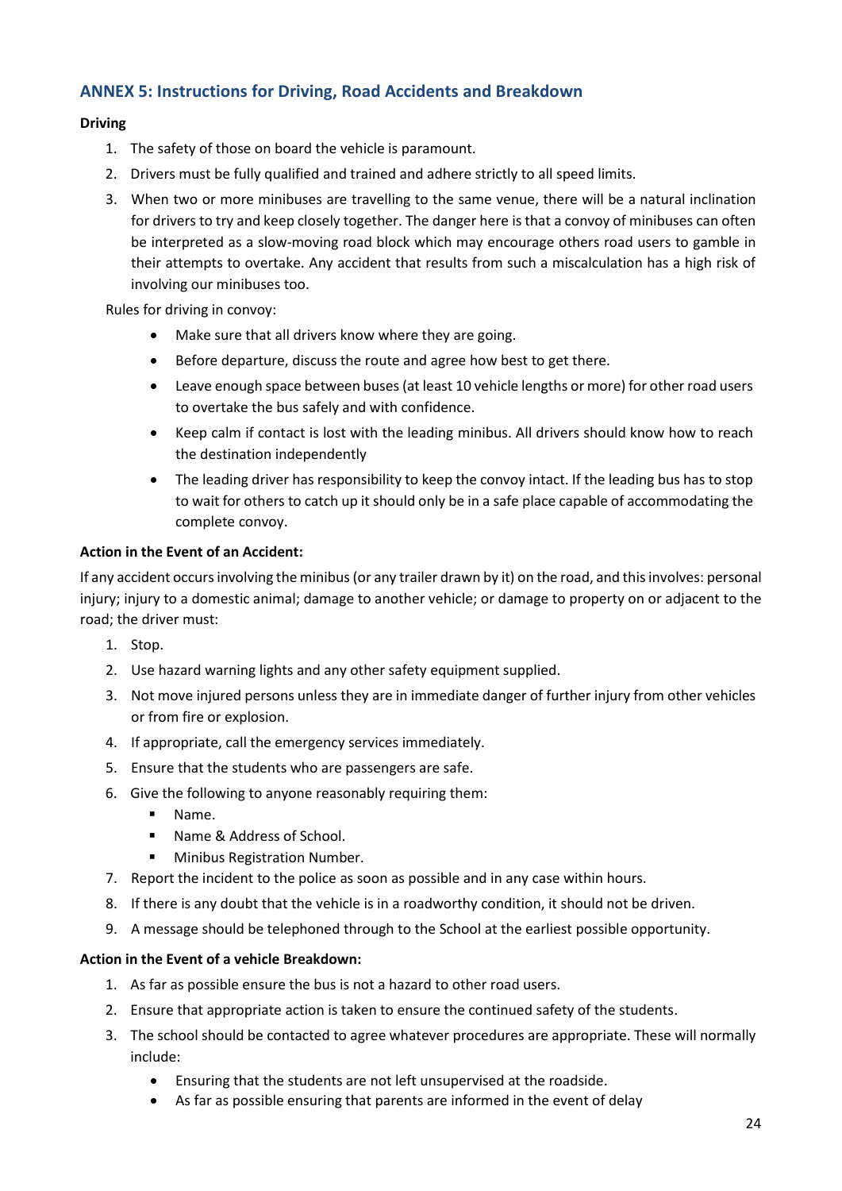## ANNEX 5: Instructions for Driving, Road Accidents and Breakdown

**Driving**

1. The safety of those on board the vehicle is paramount.
2. Drivers must be fully qualified and trained and adhere strictly to all speed limits.
3. When two or more minibuses are travelling to the same venue, there will be a natural inclination for drivers to try and keep closely together. The danger here is that a convoy of minibuses can often be interpreted as a slow-moving road block which may encourage others road users to gamble in their attempts to overtake. Any accident that results from such a miscalculation has a high risk of involving our minibuses too.

Rules for driving in convoy:

- Make sure that all drivers know where they are going.
- Before departure, discuss the route and agree how best to get there.
- Leave enough space between buses (at least 10 vehicle lengths or more) for other road users to overtake the bus safely and with confidence.
- Keep calm if contact is lost with the leading minibus. All drivers should know how to reach the destination independently
- The leading driver has responsibility to keep the convoy intact. If the leading bus has to stop to wait for others to catch up it should only be in a safe place capable of accommodating the complete convoy.

**Action in the Event of an Accident:**

If any accident occurs involving the minibus (or any trailer drawn by it) on the road, and this involves: personal injury; injury to a domestic animal; damage to another vehicle; or damage to property on or adjacent to the road; the driver must:

1. Stop.
2. Use hazard warning lights and any other safety equipment supplied.
3. Not move injured persons unless they are in immediate danger of further injury from other vehicles or from fire or explosion.
4. If appropriate, call the emergency services immediately.
5. Ensure that the students who are passengers are safe.
6. Give the following to anyone reasonably requiring them:
   - Name.
   - Name & Address of School.
   - Minibus Registration Number.
7. Report the incident to the police as soon as possible and in any case within hours.
8. If there is any doubt that the vehicle is in a roadworthy condition, it should not be driven.
9. A message should be telephoned through to the School at the earliest possible opportunity.

**Action in the Event of a vehicle Breakdown:**

1. As far as possible ensure the bus is not a hazard to other road users.
2. Ensure that appropriate action is taken to ensure the continued safety of the students.
3. The school should be contacted to agree whatever procedures are appropriate. These will normally include:
   - Ensuring that the students are not left unsupervised at the roadside.
   - As far as possible ensuring that parents are informed in the event of delay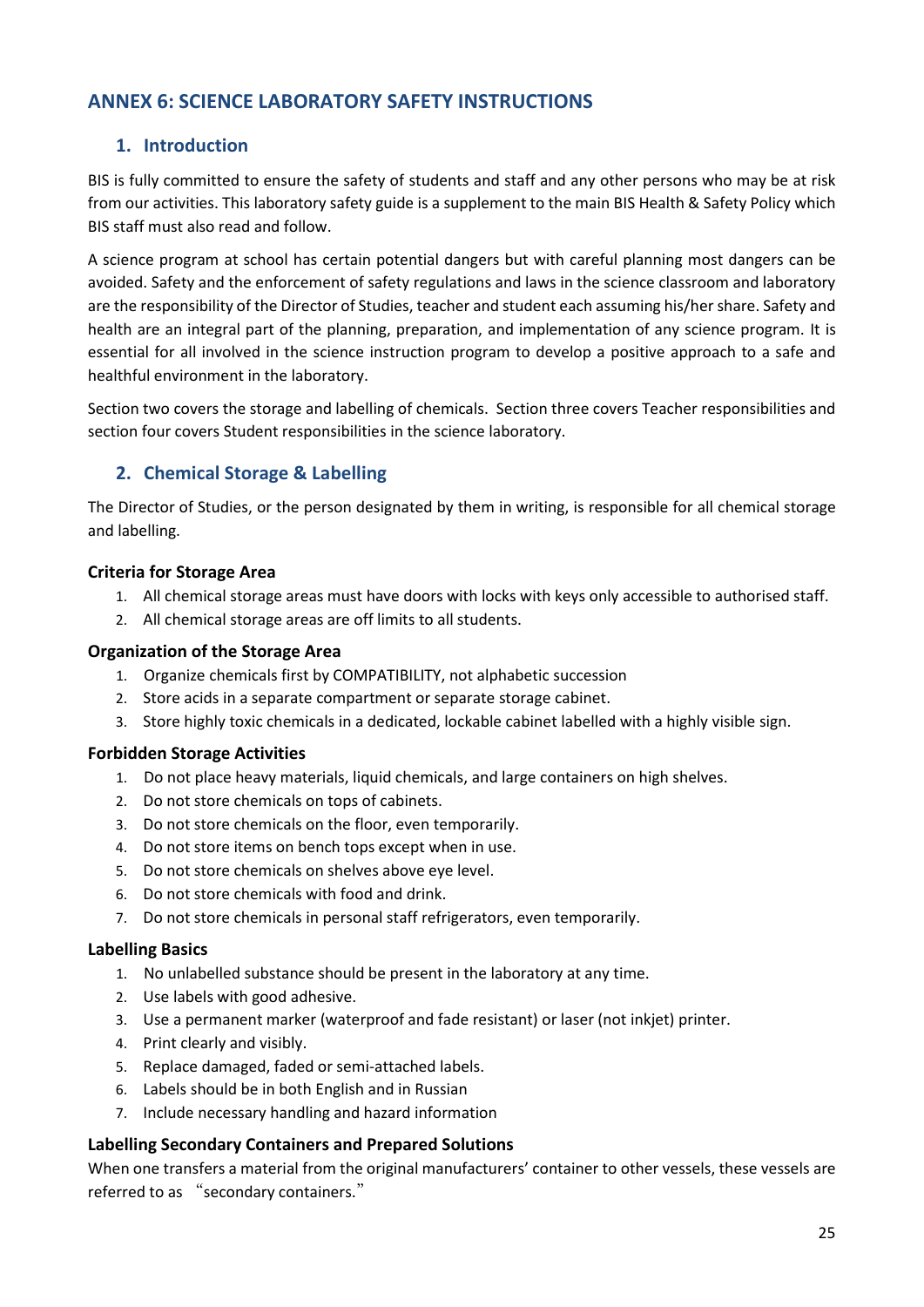# ANNEX 6: SCIENCE LABORATORY SAFETY INSTRUCTIONS

## 1. Introduction

BIS is fully committed to ensure the safety of students and staff and any other persons who may be at risk from our activities. This laboratory safety guide is a supplement to the main BIS Health & Safety Policy which BIS staff must also read and follow.

A science program at school has certain potential dangers but with careful planning most dangers can be avoided. Safety and the enforcement of safety regulations and laws in the science classroom and laboratory are the responsibility of the Director of Studies, teacher and student each assuming his/her share. Safety and health are an integral part of the planning, preparation, and implementation of any science program. It is essential for all involved in the science instruction program to develop a positive approach to a safe and healthful environment in the laboratory.

Section two covers the storage and labelling of chemicals. Section three covers Teacher responsibilities and section four covers Student responsibilities in the science laboratory.

## 2. Chemical Storage & Labelling

The Director of Studies, or the person designated by them in writing, is responsible for all chemical storage and labelling.

### Criteria for Storage Area

1. All chemical storage areas must have doors with locks with keys only accessible to authorised staff.
2. All chemical storage areas are off limits to all students.

### Organization of the Storage Area

1. Organize chemicals first by COMPATIBILITY, not alphabetic succession
2. Store acids in a separate compartment or separate storage cabinet.
3. Store highly toxic chemicals in a dedicated, lockable cabinet labelled with a highly visible sign.

### Forbidden Storage Activities

1. Do not place heavy materials, liquid chemicals, and large containers on high shelves.
2. Do not store chemicals on tops of cabinets.
3. Do not store chemicals on the floor, even temporarily.
4. Do not store items on bench tops except when in use.
5. Do not store chemicals on shelves above eye level.
6. Do not store chemicals with food and drink.
7. Do not store chemicals in personal staff refrigerators, even temporarily.

### Labelling Basics

1. No unlabelled substance should be present in the laboratory at any time.
2. Use labels with good adhesive.
3. Use a permanent marker (waterproof and fade resistant) or laser (not inkjet) printer.
4. Print clearly and visibly.
5. Replace damaged, faded or semi-attached labels.
6. Labels should be in both English and in Russian
7. Include necessary handling and hazard information

### Labelling Secondary Containers and Prepared Solutions

When one transfers a material from the original manufacturers' container to other vessels, these vessels are referred to as "secondary containers."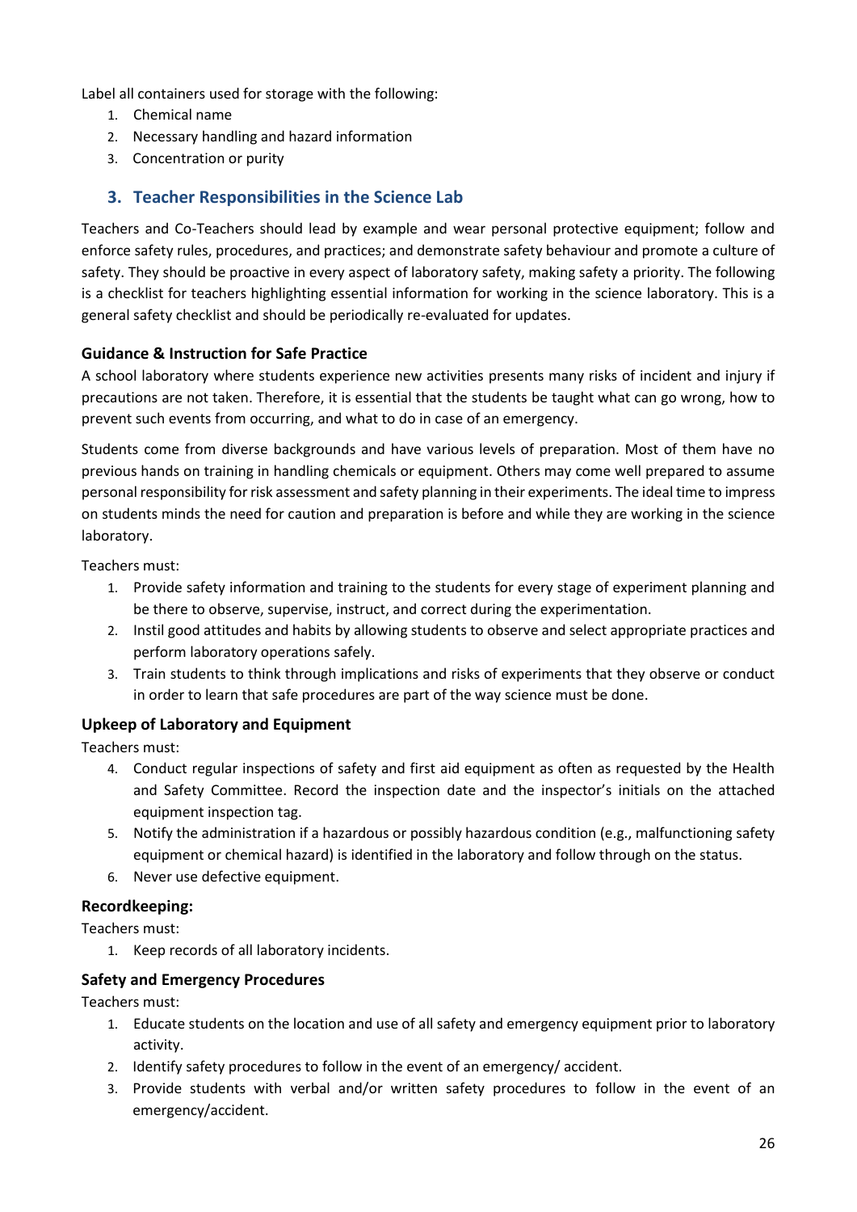Label all containers used for storage with the following:

1. Chemical name
2. Necessary handling and hazard information
3. Concentration or purity

## 3. Teacher Responsibilities in the Science Lab

Teachers and Co-Teachers should lead by example and wear personal protective equipment; follow and enforce safety rules, procedures, and practices; and demonstrate safety behaviour and promote a culture of safety. They should be proactive in every aspect of laboratory safety, making safety a priority. The following is a checklist for teachers highlighting essential information for working in the science laboratory. This is a general safety checklist and should be periodically re-evaluated for updates.

### Guidance & Instruction for Safe Practice

A school laboratory where students experience new activities presents many risks of incident and injury if precautions are not taken. Therefore, it is essential that the students be taught what can go wrong, how to prevent such events from occurring, and what to do in case of an emergency.

Students come from diverse backgrounds and have various levels of preparation. Most of them have no previous hands on training in handling chemicals or equipment. Others may come well prepared to assume personal responsibility for risk assessment and safety planning in their experiments. The ideal time to impress on students minds the need for caution and preparation is before and while they are working in the science laboratory.

Teachers must:

1. Provide safety information and training to the students for every stage of experiment planning and be there to observe, supervise, instruct, and correct during the experimentation.
2. Instil good attitudes and habits by allowing students to observe and select appropriate practices and perform laboratory operations safely.
3. Train students to think through implications and risks of experiments that they observe or conduct in order to learn that safe procedures are part of the way science must be done.

### Upkeep of Laboratory and Equipment

Teachers must:

4. Conduct regular inspections of safety and first aid equipment as often as requested by the Health and Safety Committee. Record the inspection date and the inspector's initials on the attached equipment inspection tag.
5. Notify the administration if a hazardous or possibly hazardous condition (e.g., malfunctioning safety equipment or chemical hazard) is identified in the laboratory and follow through on the status.
6. Never use defective equipment.

### Recordkeeping:

Teachers must:

1. Keep records of all laboratory incidents.

### Safety and Emergency Procedures

Teachers must:

1. Educate students on the location and use of all safety and emergency equipment prior to laboratory activity.
2. Identify safety procedures to follow in the event of an emergency/ accident.
3. Provide students with verbal and/or written safety procedures to follow in the event of an emergency/accident.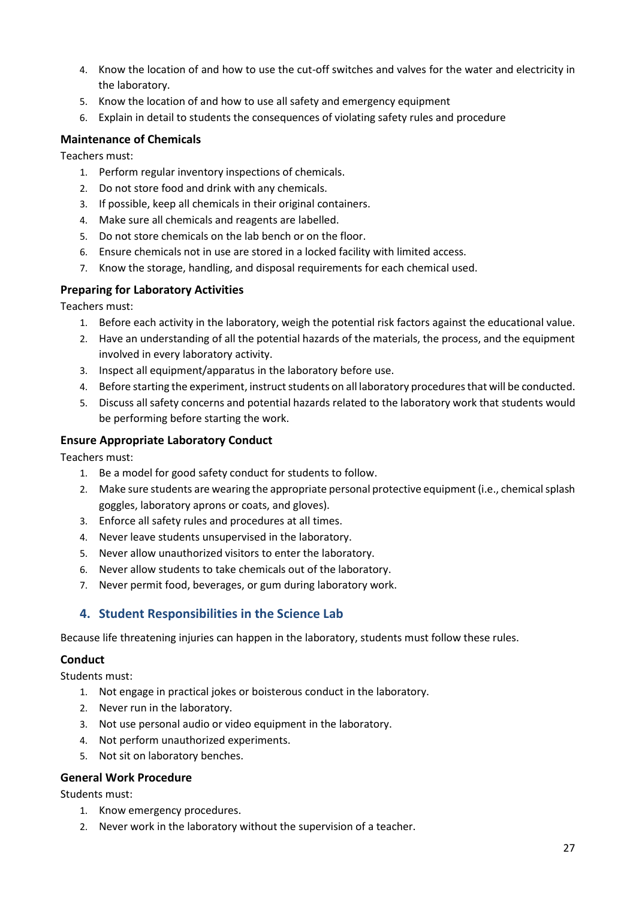4. Know the location of and how to use the cut-off switches and valves for the water and electricity in the laboratory.
5. Know the location of and how to use all safety and emergency equipment
6. Explain in detail to students the consequences of violating safety rules and procedure

### Maintenance of Chemicals

Teachers must:

1. Perform regular inventory inspections of chemicals.
2. Do not store food and drink with any chemicals.
3. If possible, keep all chemicals in their original containers.
4. Make sure all chemicals and reagents are labelled.
5. Do not store chemicals on the lab bench or on the floor.
6. Ensure chemicals not in use are stored in a locked facility with limited access.
7. Know the storage, handling, and disposal requirements for each chemical used.

### Preparing for Laboratory Activities

Teachers must:

1. Before each activity in the laboratory, weigh the potential risk factors against the educational value.
2. Have an understanding of all the potential hazards of the materials, the process, and the equipment involved in every laboratory activity.
3. Inspect all equipment/apparatus in the laboratory before use.
4. Before starting the experiment, instruct students on all laboratory procedures that will be conducted.
5. Discuss all safety concerns and potential hazards related to the laboratory work that students would be performing before starting the work.

### Ensure Appropriate Laboratory Conduct

Teachers must:

1. Be a model for good safety conduct for students to follow.
2. Make sure students are wearing the appropriate personal protective equipment (i.e., chemical splash goggles, laboratory aprons or coats, and gloves).
3. Enforce all safety rules and procedures at all times.
4. Never leave students unsupervised in the laboratory.
5. Never allow unauthorized visitors to enter the laboratory.
6. Never allow students to take chemicals out of the laboratory.
7. Never permit food, beverages, or gum during laboratory work.

## 4. Student Responsibilities in the Science Lab

Because life threatening injuries can happen in the laboratory, students must follow these rules.

### Conduct

Students must:

1. Not engage in practical jokes or boisterous conduct in the laboratory.
2. Never run in the laboratory.
3. Not use personal audio or video equipment in the laboratory.
4. Not perform unauthorized experiments.
5. Not sit on laboratory benches.

### General Work Procedure

Students must:

1. Know emergency procedures.
2. Never work in the laboratory without the supervision of a teacher.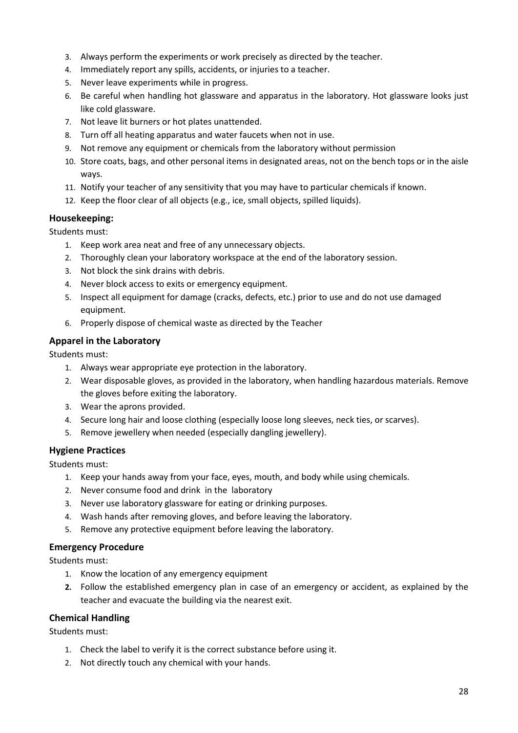3. Always perform the experiments or work precisely as directed by the teacher.
4. Immediately report any spills, accidents, or injuries to a teacher.
5. Never leave experiments while in progress.
6. Be careful when handling hot glassware and apparatus in the laboratory. Hot glassware looks just like cold glassware.
7. Not leave lit burners or hot plates unattended.
8. Turn off all heating apparatus and water faucets when not in use.
9. Not remove any equipment or chemicals from the laboratory without permission
10. Store coats, bags, and other personal items in designated areas, not on the bench tops or in the aisle ways.
11. Notify your teacher of any sensitivity that you may have to particular chemicals if known.
12. Keep the floor clear of all objects (e.g., ice, small objects, spilled liquids).

### Housekeeping:

Students must:

1. Keep work area neat and free of any unnecessary objects.
2. Thoroughly clean your laboratory workspace at the end of the laboratory session.
3. Not block the sink drains with debris.
4. Never block access to exits or emergency equipment.
5. Inspect all equipment for damage (cracks, defects, etc.) prior to use and do not use damaged equipment.
6. Properly dispose of chemical waste as directed by the Teacher

### Apparel in the Laboratory

Students must:

1. Always wear appropriate eye protection in the laboratory.
2. Wear disposable gloves, as provided in the laboratory, when handling hazardous materials. Remove the gloves before exiting the laboratory.
3. Wear the aprons provided.
4. Secure long hair and loose clothing (especially loose long sleeves, neck ties, or scarves).
5. Remove jewellery when needed (especially dangling jewellery).

### Hygiene Practices

Students must:

1. Keep your hands away from your face, eyes, mouth, and body while using chemicals.
2. Never consume food and drink in the laboratory
3. Never use laboratory glassware for eating or drinking purposes.
4. Wash hands after removing gloves, and before leaving the laboratory.
5. Remove any protective equipment before leaving the laboratory.

### Emergency Procedure

Students must:

1. Know the location of any emergency equipment
2. Follow the established emergency plan in case of an emergency or accident, as explained by the teacher and evacuate the building via the nearest exit.

### Chemical Handling

Students must:

1. Check the label to verify it is the correct substance before using it.
2. Not directly touch any chemical with your hands.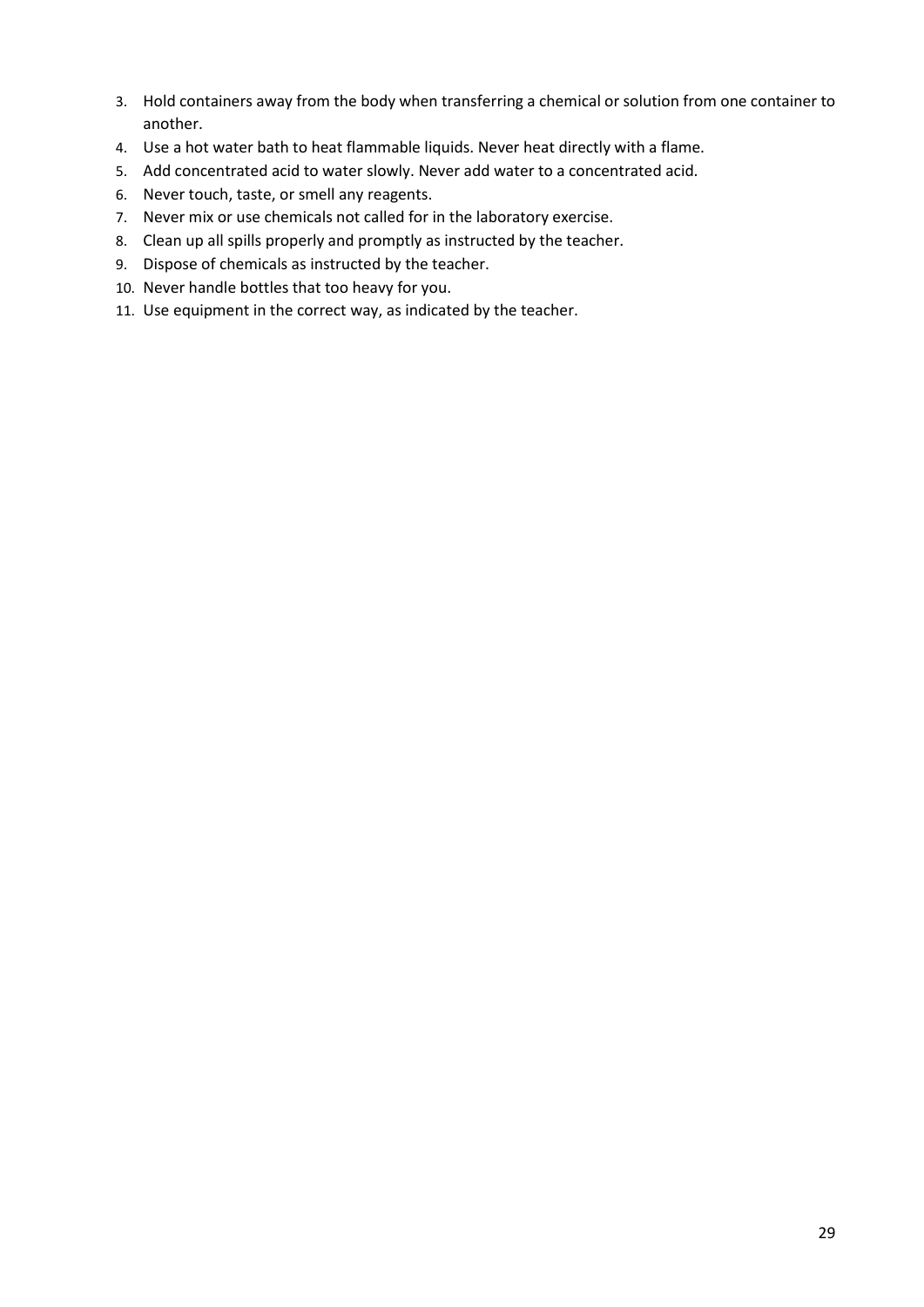3. Hold containers away from the body when transferring a chemical or solution from one container to another.
4. Use a hot water bath to heat flammable liquids. Never heat directly with a flame.
5. Add concentrated acid to water slowly. Never add water to a concentrated acid.
6. Never touch, taste, or smell any reagents.
7. Never mix or use chemicals not called for in the laboratory exercise.
8. Clean up all spills properly and promptly as instructed by the teacher.
9. Dispose of chemicals as instructed by the teacher.
10. Never handle bottles that too heavy for you.
11. Use equipment in the correct way, as indicated by the teacher.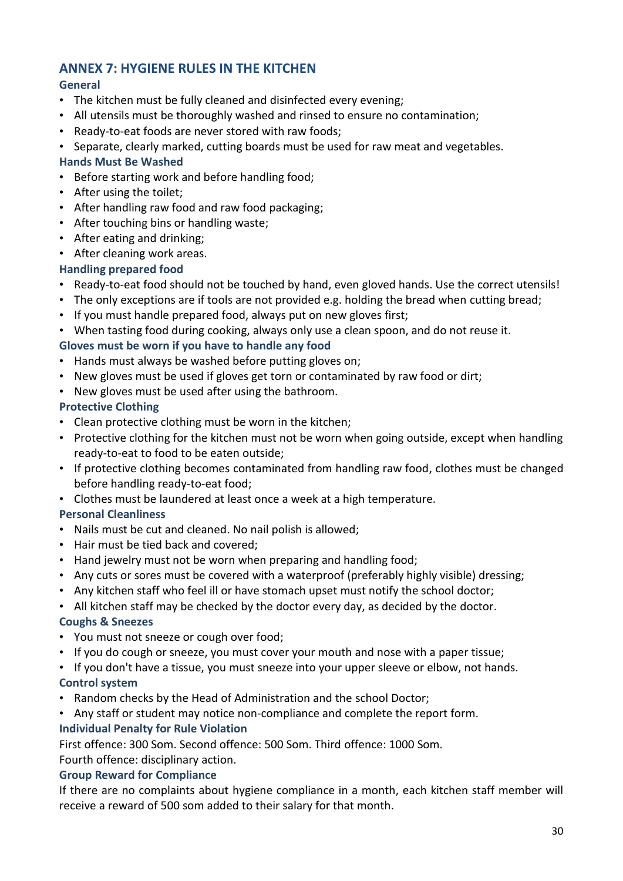## ANNEX 7: HYGIENE RULES IN THE KITCHEN

### General

- The kitchen must be fully cleaned and disinfected every evening;
- All utensils must be thoroughly washed and rinsed to ensure no contamination;
- Ready-to-eat foods are never stored with raw foods;
- Separate, clearly marked, cutting boards must be used for raw meat and vegetables.

### Hands Must Be Washed

- Before starting work and before handling food;
- After using the toilet;
- After handling raw food and raw food packaging;
- After touching bins or handling waste;
- After eating and drinking;
- After cleaning work areas.

### Handling prepared food

- Ready-to-eat food should not be touched by hand, even gloved hands. Use the correct utensils!
- The only exceptions are if tools are not provided e.g. holding the bread when cutting bread;
- If you must handle prepared food, always put on new gloves first;
- When tasting food during cooking, always only use a clean spoon, and do not reuse it.

### Gloves must be worn if you have to handle any food

- Hands must always be washed before putting gloves on;
- New gloves must be used if gloves get torn or contaminated by raw food or dirt;
- New gloves must be used after using the bathroom.

### Protective Clothing

- Clean protective clothing must be worn in the kitchen;
- Protective clothing for the kitchen must not be worn when going outside, except when handling ready-to-eat to food to be eaten outside;
- If protective clothing becomes contaminated from handling raw food, clothes must be changed before handling ready-to-eat food;
- Clothes must be laundered at least once a week at a high temperature.

### Personal Cleanliness

- Nails must be cut and cleaned. No nail polish is allowed;
- Hair must be tied back and covered;
- Hand jewelry must not be worn when preparing and handling food;
- Any cuts or sores must be covered with a waterproof (preferably highly visible) dressing;
- Any kitchen staff who feel ill or have stomach upset must notify the school doctor;
- All kitchen staff may be checked by the doctor every day, as decided by the doctor.

### Coughs & Sneezes

- You must not sneeze or cough over food;
- If you do cough or sneeze, you must cover your mouth and nose with a paper tissue;
- If you don't have a tissue, you must sneeze into your upper sleeve or elbow, not hands.

### Control system

- Random checks by the Head of Administration and the school Doctor;
- Any staff or student may notice non-compliance and complete the report form.

### Individual Penalty for Rule Violation

First offence: 300 Som. Second offence: 500 Som. Third offence: 1000 Som.

Fourth offence: disciplinary action.

### Group Reward for Compliance

If there are no complaints about hygiene compliance in a month, each kitchen staff member will receive a reward of 500 som added to their salary for that month.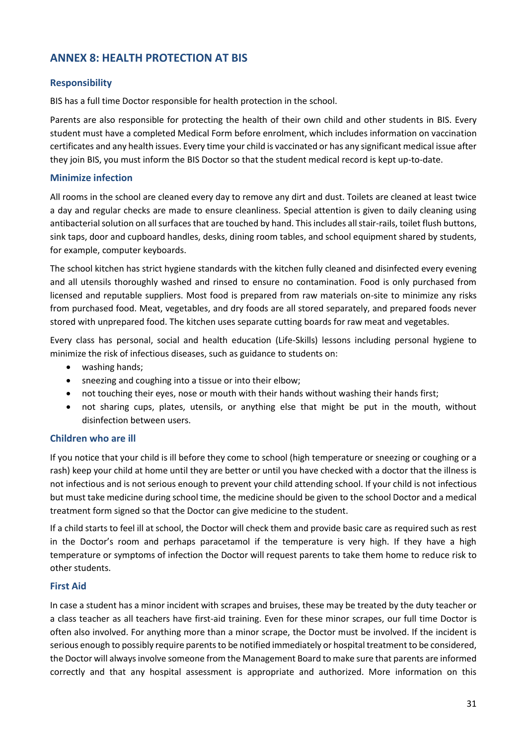## ANNEX 8: HEALTH PROTECTION AT BIS

### Responsibility

BIS has a full time Doctor responsible for health protection in the school.

Parents are also responsible for protecting the health of their own child and other students in BIS. Every student must have a completed Medical Form before enrolment, which includes information on vaccination certificates and any health issues. Every time your child is vaccinated or has any significant medical issue after they join BIS, you must inform the BIS Doctor so that the student medical record is kept up-to-date.

### Minimize infection

All rooms in the school are cleaned every day to remove any dirt and dust. Toilets are cleaned at least twice a day and regular checks are made to ensure cleanliness. Special attention is given to daily cleaning using antibacterial solution on all surfaces that are touched by hand. This includes all stair-rails, toilet flush buttons, sink taps, door and cupboard handles, desks, dining room tables, and school equipment shared by students, for example, computer keyboards.

The school kitchen has strict hygiene standards with the kitchen fully cleaned and disinfected every evening and all utensils thoroughly washed and rinsed to ensure no contamination. Food is only purchased from licensed and reputable suppliers. Most food is prepared from raw materials on-site to minimize any risks from purchased food. Meat, vegetables, and dry foods are all stored separately, and prepared foods never stored with unprepared food. The kitchen uses separate cutting boards for raw meat and vegetables.

Every class has personal, social and health education (Life-Skills) lessons including personal hygiene to minimize the risk of infectious diseases, such as guidance to students on:

- washing hands;
- sneezing and coughing into a tissue or into their elbow;
- not touching their eyes, nose or mouth with their hands without washing their hands first;
- not sharing cups, plates, utensils, or anything else that might be put in the mouth, without disinfection between users.

### Children who are ill

If you notice that your child is ill before they come to school (high temperature or sneezing or coughing or a rash) keep your child at home until they are better or until you have checked with a doctor that the illness is not infectious and is not serious enough to prevent your child attending school. If your child is not infectious but must take medicine during school time, the medicine should be given to the school Doctor and a medical treatment form signed so that the Doctor can give medicine to the student.

If a child starts to feel ill at school, the Doctor will check them and provide basic care as required such as rest in the Doctor's room and perhaps paracetamol if the temperature is very high. If they have a high temperature or symptoms of infection the Doctor will request parents to take them home to reduce risk to other students.

### First Aid

In case a student has a minor incident with scrapes and bruises, these may be treated by the duty teacher or a class teacher as all teachers have first-aid training. Even for these minor scrapes, our full time Doctor is often also involved. For anything more than a minor scrape, the Doctor must be involved. If the incident is serious enough to possibly require parents to be notified immediately or hospital treatment to be considered, the Doctor will always involve someone from the Management Board to make sure that parents are informed correctly and that any hospital assessment is appropriate and authorized. More information on this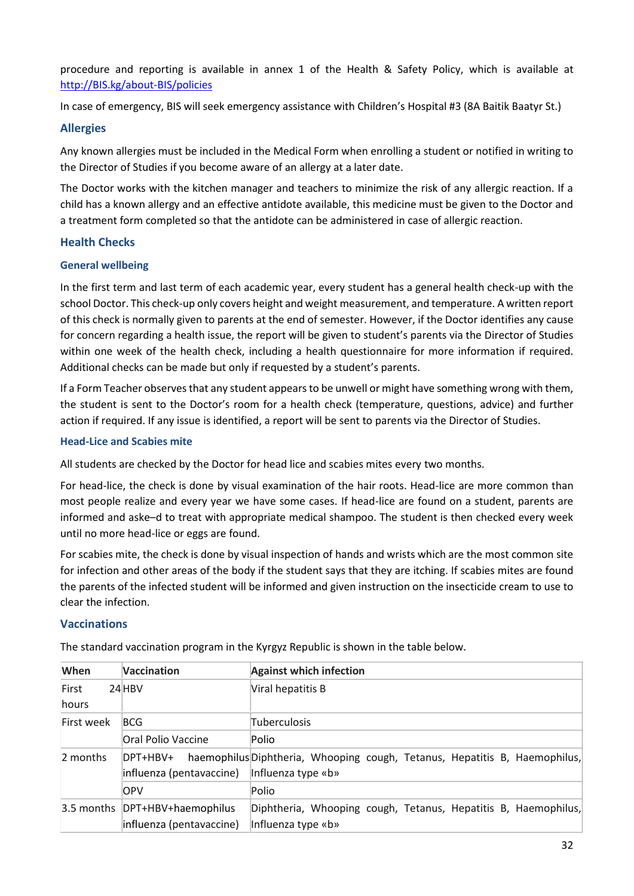procedure and reporting is available in annex 1 of the Health & Safety Policy, which is available at http://BIS.kg/about-BIS/policies

In case of emergency, BIS will seek emergency assistance with Children's Hospital #3 (8A Baitik Baatyr St.)

## Allergies

Any known allergies must be included in the Medical Form when enrolling a student or notified in writing to the Director of Studies if you become aware of an allergy at a later date.

The Doctor works with the kitchen manager and teachers to minimize the risk of any allergic reaction. If a child has a known allergy and an effective antidote available, this medicine must be given to the Doctor and a treatment form completed so that the antidote can be administered in case of allergic reaction.

## Health Checks

### General wellbeing

In the first term and last term of each academic year, every student has a general health check-up with the school Doctor. This check-up only covers height and weight measurement, and temperature. A written report of this check is normally given to parents at the end of semester. However, if the Doctor identifies any cause for concern regarding a health issue, the report will be given to student's parents via the Director of Studies within one week of the health check, including a health questionnaire for more information if required. Additional checks can be made but only if requested by a student's parents.

If a Form Teacher observes that any student appears to be unwell or might have something wrong with them, the student is sent to the Doctor's room for a health check (temperature, questions, advice) and further action if required. If any issue is identified, a report will be sent to parents via the Director of Studies.

### Head-Lice and Scabies mite

All students are checked by the Doctor for head lice and scabies mites every two months.

For head-lice, the check is done by visual examination of the hair roots. Head-lice are more common than most people realize and every year we have some cases. If head-lice are found on a student, parents are informed and ask–d to treat with appropriate medical shampoo. The student is then checked every week until no more head-lice or eggs are found.

For scabies mite, the check is done by visual inspection of hands and wrists which are the most common site for infection and other areas of the body if the student says that they are itching. If scabies mites are found the parents of the infected student will be informed and given instruction on the insecticide cream to use to clear the infection.

## Vaccinations

The standard vaccination program in the Kyrgyz Republic is shown in the table below.

| When | Vaccination | Against which infection |
|---|---|---|
| First 24 hours | HBV | Viral hepatitis B |
| First week | BCG | Tuberculosis |
| | Oral Polio Vaccine | Polio |
| 2 months | DPT+HBV+ haemophilus influenza (pentavaccine) | Diphtheria, Whooping cough, Tetanus, Hepatitis B, Haemophilus, Influenza type «b» |
| | OPV | Polio |
| 3.5 months | DPT+HBV+haemophilus influenza (pentavaccine) | Diphtheria, Whooping cough, Tetanus, Hepatitis B, Haemophilus, Influenza type «b» |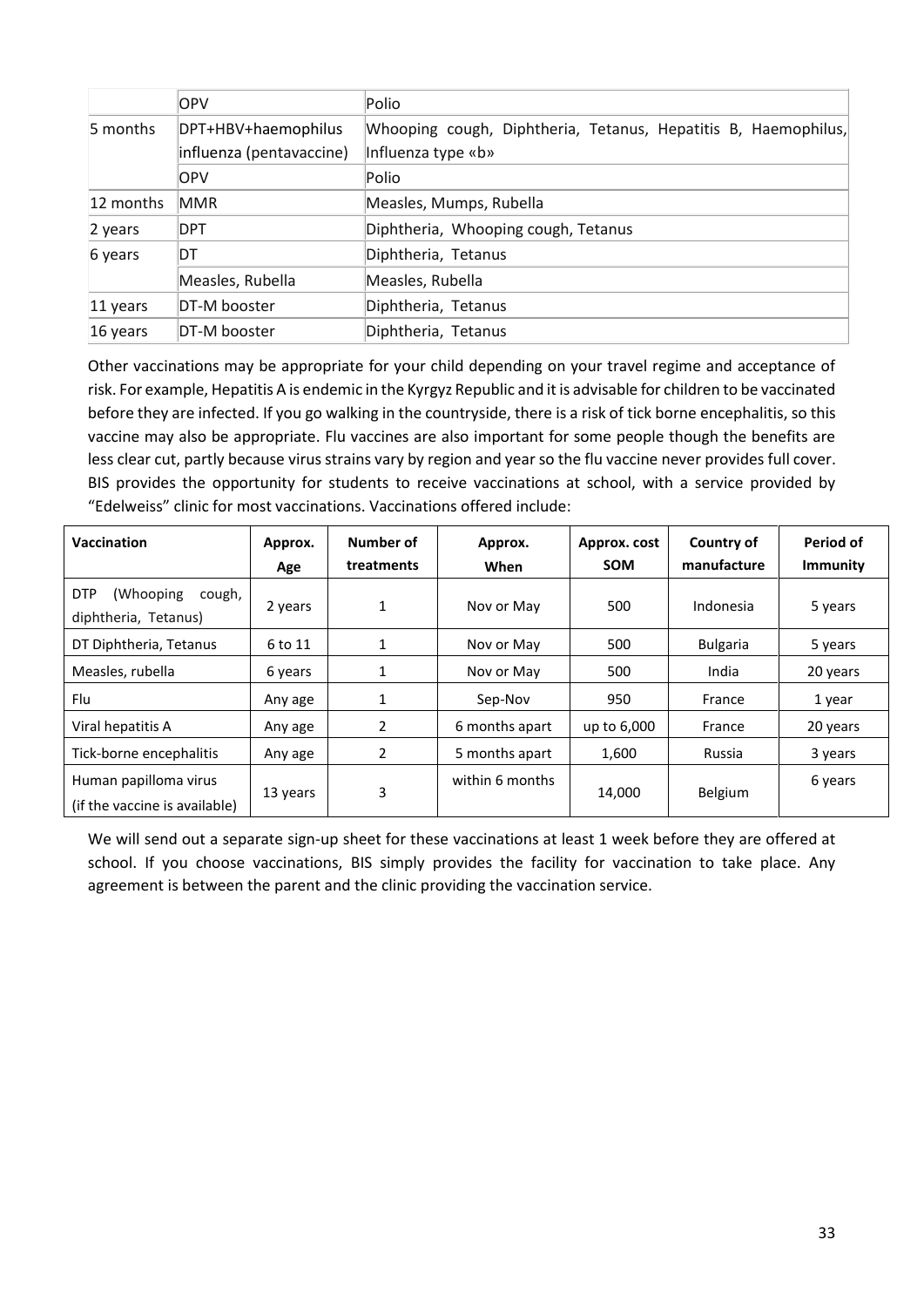| | | |
|---|---|---|
| | OPV | Polio |
| 5 months | DPT+HBV+haemophilus influenza (pentavaccine) | Whooping cough, Diphtheria, Tetanus, Hepatitis B, Haemophilus, Influenza type «b» |
| | OPV | Polio |
| 12 months | MMR | Measles, Mumps, Rubella |
| 2 years | DPT | Diphtheria, Whooping cough, Tetanus |
| 6 years | DT | Diphtheria, Tetanus |
| | Measles, Rubella | Measles, Rubella |
| 11 years | DT-M booster | Diphtheria, Tetanus |
| 16 years | DT-M booster | Diphtheria, Tetanus |

Other vaccinations may be appropriate for your child depending on your travel regime and acceptance of risk. For example, Hepatitis A is endemic in the Kyrgyz Republic and it is advisable for children to be vaccinated before they are infected. If you go walking in the countryside, there is a risk of tick borne encephalitis, so this vaccine may also be appropriate. Flu vaccines are also important for some people though the benefits are less clear cut, partly because virus strains vary by region and year so the flu vaccine never provides full cover. BIS provides the opportunity for students to receive vaccinations at school, with a service provided by "Edelweiss" clinic for most vaccinations. Vaccinations offered include:

| Vaccination | Approx. Age | Number of treatments | Approx. When | Approx. cost SOM | Country of manufacture | Period of Immunity |
|---|---|---|---|---|---|---|
| DTP (Whooping cough, diphtheria, Tetanus) | 2 years | 1 | Nov or May | 500 | Indonesia | 5 years |
| DT Diphtheria, Tetanus | 6 to 11 | 1 | Nov or May | 500 | Bulgaria | 5 years |
| Measles, rubella | 6 years | 1 | Nov or May | 500 | India | 20 years |
| Flu | Any age | 1 | Sep-Nov | 950 | France | 1 year |
| Viral hepatitis A | Any age | 2 | 6 months apart | up to 6,000 | France | 20 years |
| Tick-borne encephalitis | Any age | 2 | 5 months apart | 1,600 | Russia | 3 years |
| Human papilloma virus (if the vaccine is available) | 13 years | 3 | within 6 months | 14,000 | Belgium | 6 years |

We will send out a separate sign-up sheet for these vaccinations at least 1 week before they are offered at school. If you choose vaccinations, BIS simply provides the facility for vaccination to take place. Any agreement is between the parent and the clinic providing the vaccination service.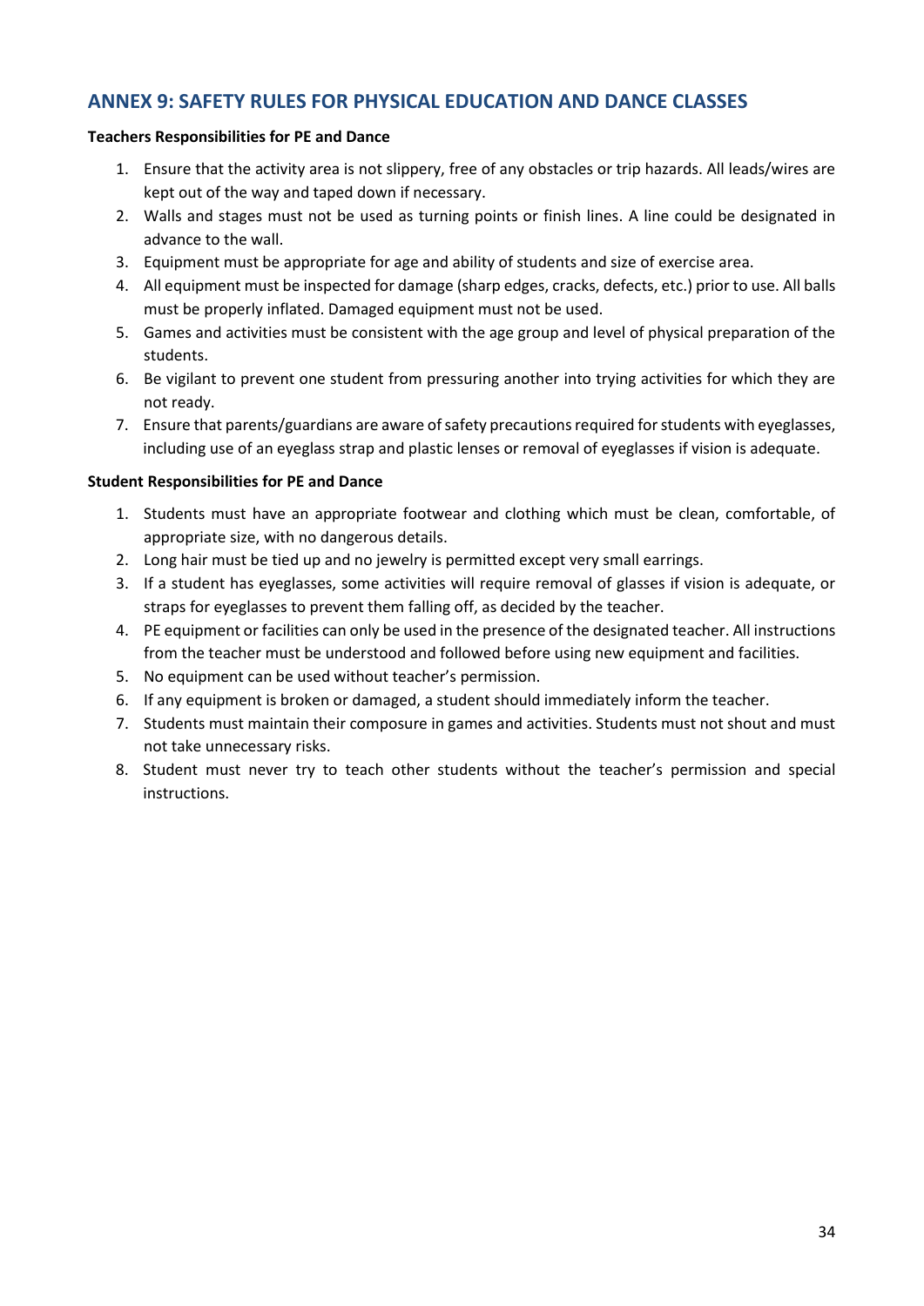## ANNEX 9: SAFETY RULES FOR PHYSICAL EDUCATION AND DANCE CLASSES

**Teachers Responsibilities for PE and Dance**

1. Ensure that the activity area is not slippery, free of any obstacles or trip hazards. All leads/wires are kept out of the way and taped down if necessary.
2. Walls and stages must not be used as turning points or finish lines. A line could be designated in advance to the wall.
3. Equipment must be appropriate for age and ability of students and size of exercise area.
4. All equipment must be inspected for damage (sharp edges, cracks, defects, etc.) prior to use. All balls must be properly inflated. Damaged equipment must not be used.
5. Games and activities must be consistent with the age group and level of physical preparation of the students.
6. Be vigilant to prevent one student from pressuring another into trying activities for which they are not ready.
7. Ensure that parents/guardians are aware of safety precautions required for students with eyeglasses, including use of an eyeglass strap and plastic lenses or removal of eyeglasses if vision is adequate.

**Student Responsibilities for PE and Dance**

1. Students must have an appropriate footwear and clothing which must be clean, comfortable, of appropriate size, with no dangerous details.
2. Long hair must be tied up and no jewelry is permitted except very small earrings.
3. If a student has eyeglasses, some activities will require removal of glasses if vision is adequate, or straps for eyeglasses to prevent them falling off, as decided by the teacher.
4. PE equipment or facilities can only be used in the presence of the designated teacher. All instructions from the teacher must be understood and followed before using new equipment and facilities.
5. No equipment can be used without teacher's permission.
6. If any equipment is broken or damaged, a student should immediately inform the teacher.
7. Students must maintain their composure in games and activities. Students must not shout and must not take unnecessary risks.
8. Student must never try to teach other students without the teacher's permission and special instructions.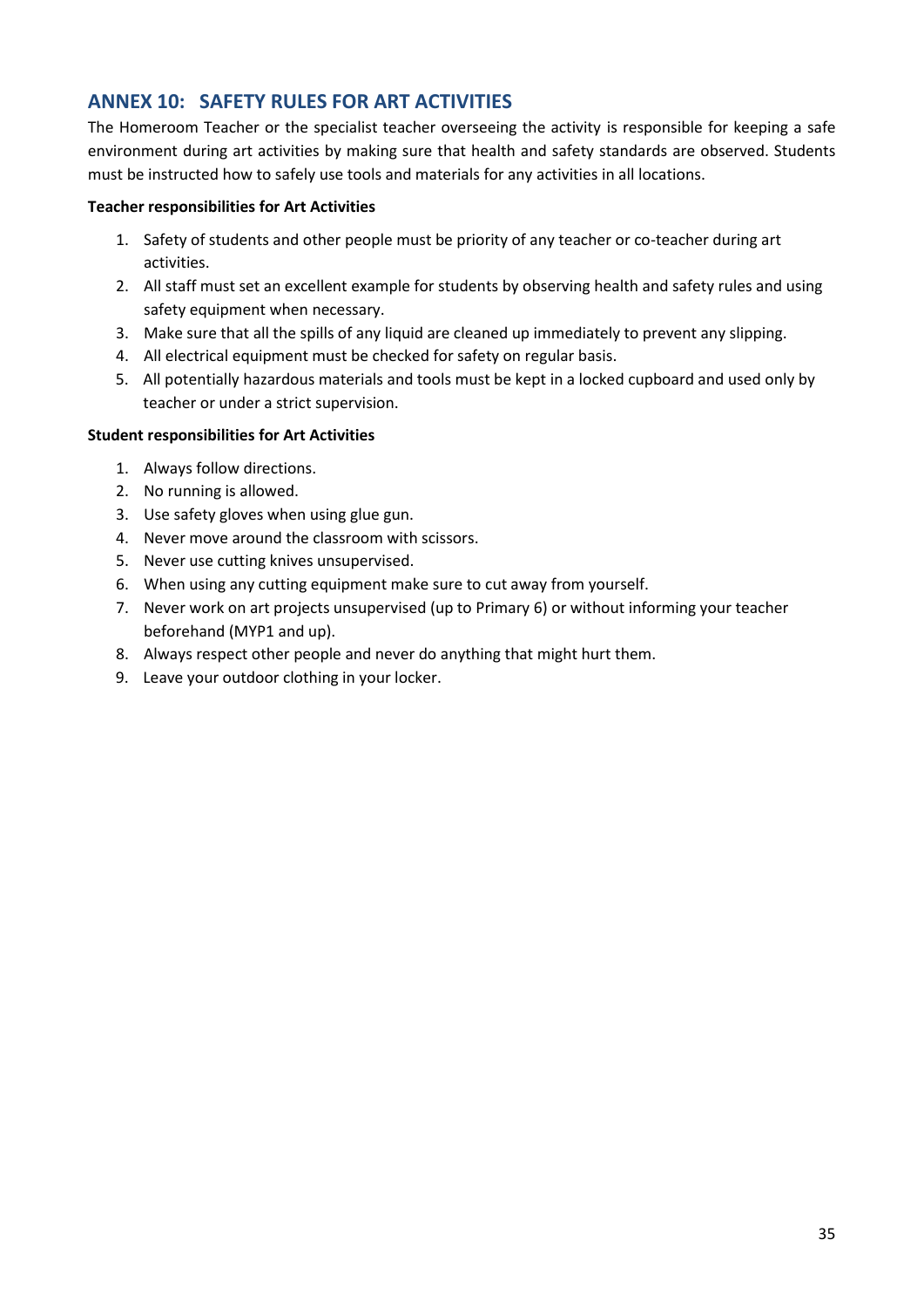## ANNEX 10: SAFETY RULES FOR ART ACTIVITIES

The Homeroom Teacher or the specialist teacher overseeing the activity is responsible for keeping a safe environment during art activities by making sure that health and safety standards are observed. Students must be instructed how to safely use tools and materials for any activities in all locations.

**Teacher responsibilities for Art Activities**

1. Safety of students and other people must be priority of any teacher or co-teacher during art activities.
2. All staff must set an excellent example for students by observing health and safety rules and using safety equipment when necessary.
3. Make sure that all the spills of any liquid are cleaned up immediately to prevent any slipping.
4. All electrical equipment must be checked for safety on regular basis.
5. All potentially hazardous materials and tools must be kept in a locked cupboard and used only by teacher or under a strict supervision.

**Student responsibilities for Art Activities**

1. Always follow directions.
2. No running is allowed.
3. Use safety gloves when using glue gun.
4. Never move around the classroom with scissors.
5. Never use cutting knives unsupervised.
6. When using any cutting equipment make sure to cut away from yourself.
7. Never work on art projects unsupervised (up to Primary 6) or without informing your teacher beforehand (MYP1 and up).
8. Always respect other people and never do anything that might hurt them.
9. Leave your outdoor clothing in your locker.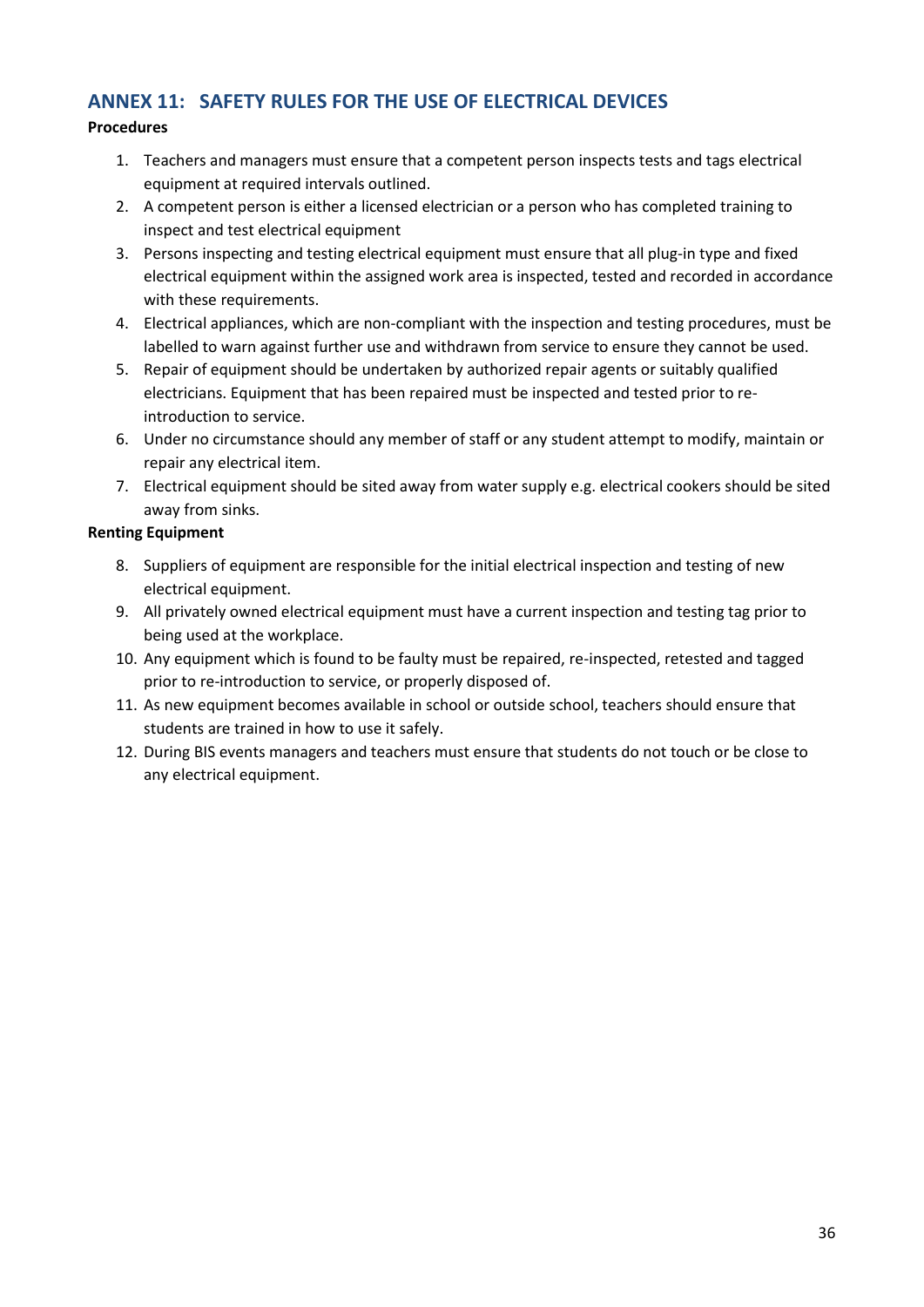## ANNEX 11: SAFETY RULES FOR THE USE OF ELECTRICAL DEVICES

**Procedures**

1. Teachers and managers must ensure that a competent person inspects tests and tags electrical equipment at required intervals outlined.
2. A competent person is either a licensed electrician or a person who has completed training to inspect and test electrical equipment
3. Persons inspecting and testing electrical equipment must ensure that all plug-in type and fixed electrical equipment within the assigned work area is inspected, tested and recorded in accordance with these requirements.
4. Electrical appliances, which are non-compliant with the inspection and testing procedures, must be labelled to warn against further use and withdrawn from service to ensure they cannot be used.
5. Repair of equipment should be undertaken by authorized repair agents or suitably qualified electricians. Equipment that has been repaired must be inspected and tested prior to re-introduction to service.
6. Under no circumstance should any member of staff or any student attempt to modify, maintain or repair any electrical item.
7. Electrical equipment should be sited away from water supply e.g. electrical cookers should be sited away from sinks.

**Renting Equipment**

8. Suppliers of equipment are responsible for the initial electrical inspection and testing of new electrical equipment.
9. All privately owned electrical equipment must have a current inspection and testing tag prior to being used at the workplace.
10. Any equipment which is found to be faulty must be repaired, re-inspected, retested and tagged prior to re-introduction to service, or properly disposed of.
11. As new equipment becomes available in school or outside school, teachers should ensure that students are trained in how to use it safely.
12. During BIS events managers and teachers must ensure that students do not touch or be close to any electrical equipment.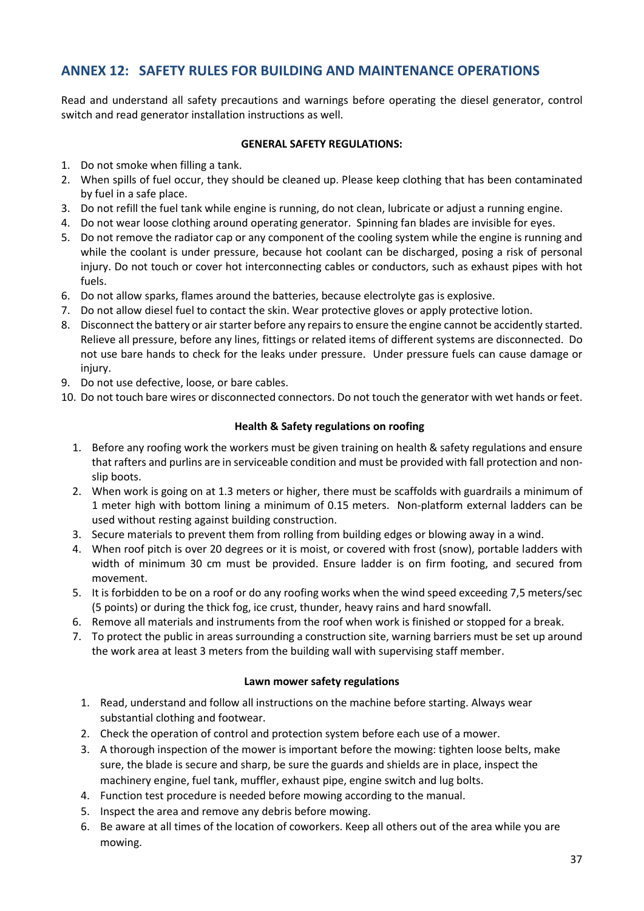## ANNEX 12: SAFETY RULES FOR BUILDING AND MAINTENANCE OPERATIONS

Read and understand all safety precautions and warnings before operating the diesel generator, control switch and read generator installation instructions as well.

**GENERAL SAFETY REGULATIONS:**

1. Do not smoke when filling a tank.
2. When spills of fuel occur, they should be cleaned up. Please keep clothing that has been contaminated by fuel in a safe place.
3. Do not refill the fuel tank while engine is running, do not clean, lubricate or adjust a running engine.
4. Do not wear loose clothing around operating generator. Spinning fan blades are invisible for eyes.
5. Do not remove the radiator cap or any component of the cooling system while the engine is running and while the coolant is under pressure, because hot coolant can be discharged, posing a risk of personal injury. Do not touch or cover hot interconnecting cables or conductors, such as exhaust pipes with hot fuels.
6. Do not allow sparks, flames around the batteries, because electrolyte gas is explosive.
7. Do not allow diesel fuel to contact the skin. Wear protective gloves or apply protective lotion.
8. Disconnect the battery or air starter before any repairs to ensure the engine cannot be accidently started. Relieve all pressure, before any lines, fittings or related items of different systems are disconnected. Do not use bare hands to check for the leaks under pressure. Under pressure fuels can cause damage or injury.
9. Do not use defective, loose, or bare cables.
10. Do not touch bare wires or disconnected connectors. Do not touch the generator with wet hands or feet.

**Health & Safety regulations on roofing**

1. Before any roofing work the workers must be given training on health & safety regulations and ensure that rafters and purlins are in serviceable condition and must be provided with fall protection and non-slip boots.
2. When work is going on at 1.3 meters or higher, there must be scaffolds with guardrails a minimum of 1 meter high with bottom lining a minimum of 0.15 meters. Non-platform external ladders can be used without resting against building construction.
3. Secure materials to prevent them from rolling from building edges or blowing away in a wind.
4. When roof pitch is over 20 degrees or it is moist, or covered with frost (snow), portable ladders with width of minimum 30 cm must be provided. Ensure ladder is on firm footing, and secured from movement.
5. It is forbidden to be on a roof or do any roofing works when the wind speed exceeding 7,5 meters/sec (5 points) or during the thick fog, ice crust, thunder, heavy rains and hard snowfall.
6. Remove all materials and instruments from the roof when work is finished or stopped for a break.
7. To protect the public in areas surrounding a construction site, warning barriers must be set up around the work area at least 3 meters from the building wall with supervising staff member.

**Lawn mower safety regulations**

1. Read, understand and follow all instructions on the machine before starting. Always wear substantial clothing and footwear.
2. Check the operation of control and protection system before each use of a mower.
3. A thorough inspection of the mower is important before the mowing: tighten loose belts, make sure, the blade is secure and sharp, be sure the guards and shields are in place, inspect the machinery engine, fuel tank, muffler, exhaust pipe, engine switch and lug bolts.
4. Function test procedure is needed before mowing according to the manual.
5. Inspect the area and remove any debris before mowing.
6. Be aware at all times of the location of coworkers. Keep all others out of the area while you are mowing.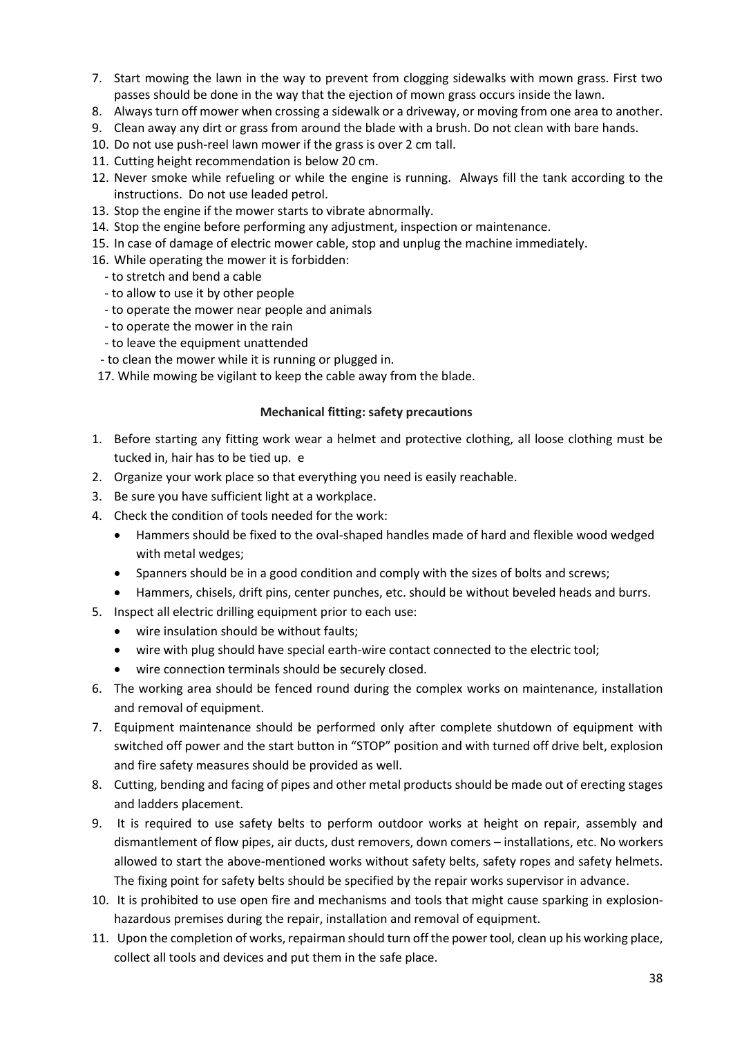7. Start mowing the lawn in the way to prevent from clogging sidewalks with mown grass. First two passes should be done in the way that the ejection of mown grass occurs inside the lawn.
8. Always turn off mower when crossing a sidewalk or a driveway, or moving from one area to another.
9. Clean away any dirt or grass from around the blade with a brush. Do not clean with bare hands.
10. Do not use push-reel lawn mower if the grass is over 2 cm tall.
11. Cutting height recommendation is below 20 cm.
12. Never smoke while refueling or while the engine is running. Always fill the tank according to the instructions. Do not use leaded petrol.
13. Stop the engine if the mower starts to vibrate abnormally.
14. Stop the engine before performing any adjustment, inspection or maintenance.
15. In case of damage of electric mower cable, stop and unplug the machine immediately.
16. While operating the mower it is forbidden:
   - to stretch and bend a cable
   - to allow to use it by other people
   - to operate the mower near people and animals
   - to operate the mower in the rain
   - to leave the equipment unattended
   - to clean the mower while it is running or plugged in.
17. While mowing be vigilant to keep the cable away from the blade.

**Mechanical fitting: safety precautions**

1. Before starting any fitting work wear a helmet and protective clothing, all loose clothing must be tucked in, hair has to be tied up. e
2. Organize your work place so that everything you need is easily reachable.
3. Be sure you have sufficient light at a workplace.
4. Check the condition of tools needed for the work:
   - Hammers should be fixed to the oval-shaped handles made of hard and flexible wood wedged with metal wedges;
   - Spanners should be in a good condition and comply with the sizes of bolts and screws;
   - Hammers, chisels, drift pins, center punches, etc. should be without beveled heads and burrs.
5. Inspect all electric drilling equipment prior to each use:
   - wire insulation should be without faults;
   - wire with plug should have special earth-wire contact connected to the electric tool;
   - wire connection terminals should be securely closed.
6. The working area should be fenced round during the complex works on maintenance, installation and removal of equipment.
7. Equipment maintenance should be performed only after complete shutdown of equipment with switched off power and the start button in "STOP" position and with turned off drive belt, explosion and fire safety measures should be provided as well.
8. Cutting, bending and facing of pipes and other metal products should be made out of erecting stages and ladders placement.
9. It is required to use safety belts to perform outdoor works at height on repair, assembly and dismantlement of flow pipes, air ducts, dust removers, down comers – installations, etc. No workers allowed to start the above-mentioned works without safety belts, safety ropes and safety helmets. The fixing point for safety belts should be specified by the repair works supervisor in advance.
10. It is prohibited to use open fire and mechanisms and tools that might cause sparking in explosion-hazardous premises during the repair, installation and removal of equipment.
11. Upon the completion of works, repairman should turn off the power tool, clean up his working place, collect all tools and devices and put them in the safe place.